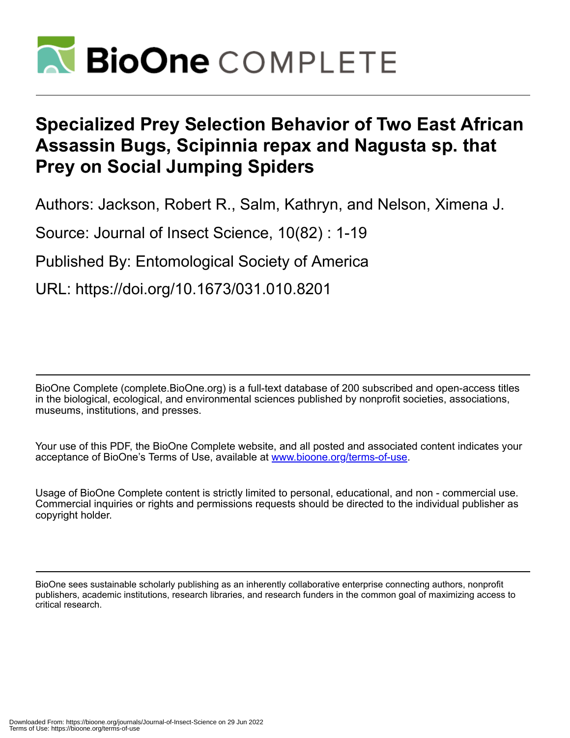# BioOne COMPLETE

# Specialized Prey Selection Behavior of Two East African Assassin Bugs, Scipinnia repax and Nagusta sp. that Prey on Social Jumping Spiders

Authors: Jackson, Robert R., Salm, Kathryn, and Nelson, Ximena J.

Source: Journal of Insect Science, 10(82) : 1-19

Published By: Entomological Society of America

URL: https://doi.org/10.1673/031.010.8201

BioOne Complete (complete.BioOne.org) is a full-text database of 200 subscribed and open-access titles in the biological, ecological, and environmental sciences published by nonprofit societies, associations, museums, institutions, and presses.

Your use of this PDF, the BioOne Complete website, and all posted and associated content indicates your acceptance of BioOne's Terms of Use, available at www.bioone.org/terms-of-use.

Usage of BioOne Complete content is strictly limited to personal, educational, and non - commercial use. Commercial inquiries or rights and permissions requests should be directed to the individual publisher as copyright holder.

BioOne sees sustainable scholarly publishing as an inherently collaborative enterprise connecting authors, nonprofit publishers, academic institutions, research libraries, and research funders in the common goal of maximizing access to critical research.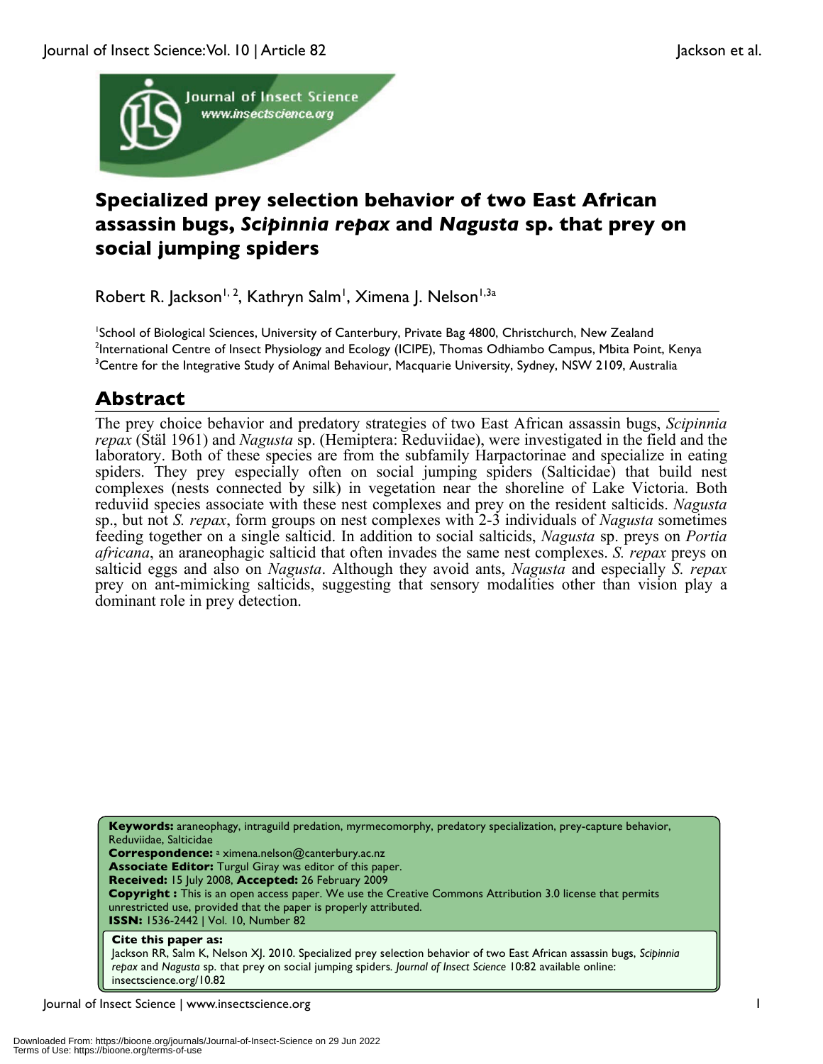# Specialized prey selection behavior of two East African assassin bugs, *Scipinnia repax* and *Nagusta* sp. that prey on social jumping spiders

Robert R. Jackson[1, 2], Kathryn Salm[1], Ximena J. Nelson[1,3a]

[1]School of Biological Sciences, University of Canterbury, Private Bag 4800, Christchurch, New Zealand
[2]International Centre of Insect Physiology and Ecology (ICIPE), Thomas Odhiambo Campus, Mbita Point, Kenya
[3]Centre for the Integrative Study of Animal Behaviour, Macquarie University, Sydney, NSW 2109, Australia

## Abstract

The prey choice behavior and predatory strategies of two East African assassin bugs, *Scipinnia repax* (Stäl 1961) and *Nagusta* sp. (Hemiptera: Reduviidae), were investigated in the field and the laboratory. Both of these species are from the subfamily Harpactorinae and specialize in eating spiders. They prey especially often on social jumping spiders (Salticidae) that build nest complexes (nests connected by silk) in vegetation near the shoreline of Lake Victoria. Both reduviid species associate with these nest complexes and prey on the resident salticids. *Nagusta* sp., but not *S. repax*, form groups on nest complexes with 2-3 individuals of *Nagusta* sometimes feeding together on a single salticid. In addition to social salticids, *Nagusta* sp. preys on *Portia africana*, an araneophagic salticid that often invades the same nest complexes. *S. repax* preys on salticid eggs and also on *Nagusta*. Although they avoid ants, *Nagusta* and especially *S. repax* prey on ant-mimicking salticids, suggesting that sensory modalities other than vision play a dominant role in prey detection.

**Keywords:** araneophagy, intraguild predation, myrmecomorphy, predatory specialization, prey-capture behavior, Reduviidae, Salticidae
**Correspondence:** a ximena.nelson@canterbury.ac.nz
**Associate Editor:** Turgul Giray was editor of this paper.
**Received:** 15 July 2008, **Accepted:** 26 February 2009
**Copyright :** This is an open access paper. We use the Creative Commons Attribution 3.0 license that permits unrestricted use, provided that the paper is properly attributed.
**ISSN:** 1536-2442 | Vol. 10, Number 82

**Cite this paper as:**
Jackson RR, Salm K, Nelson XJ. 2010. Specialized prey selection behavior of two East African assassin bugs, *Scipinnia repax* and *Nagusta* sp. that prey on social jumping spiders. *Journal of Insect Science* 10:82 available online: insectscience.org/10.82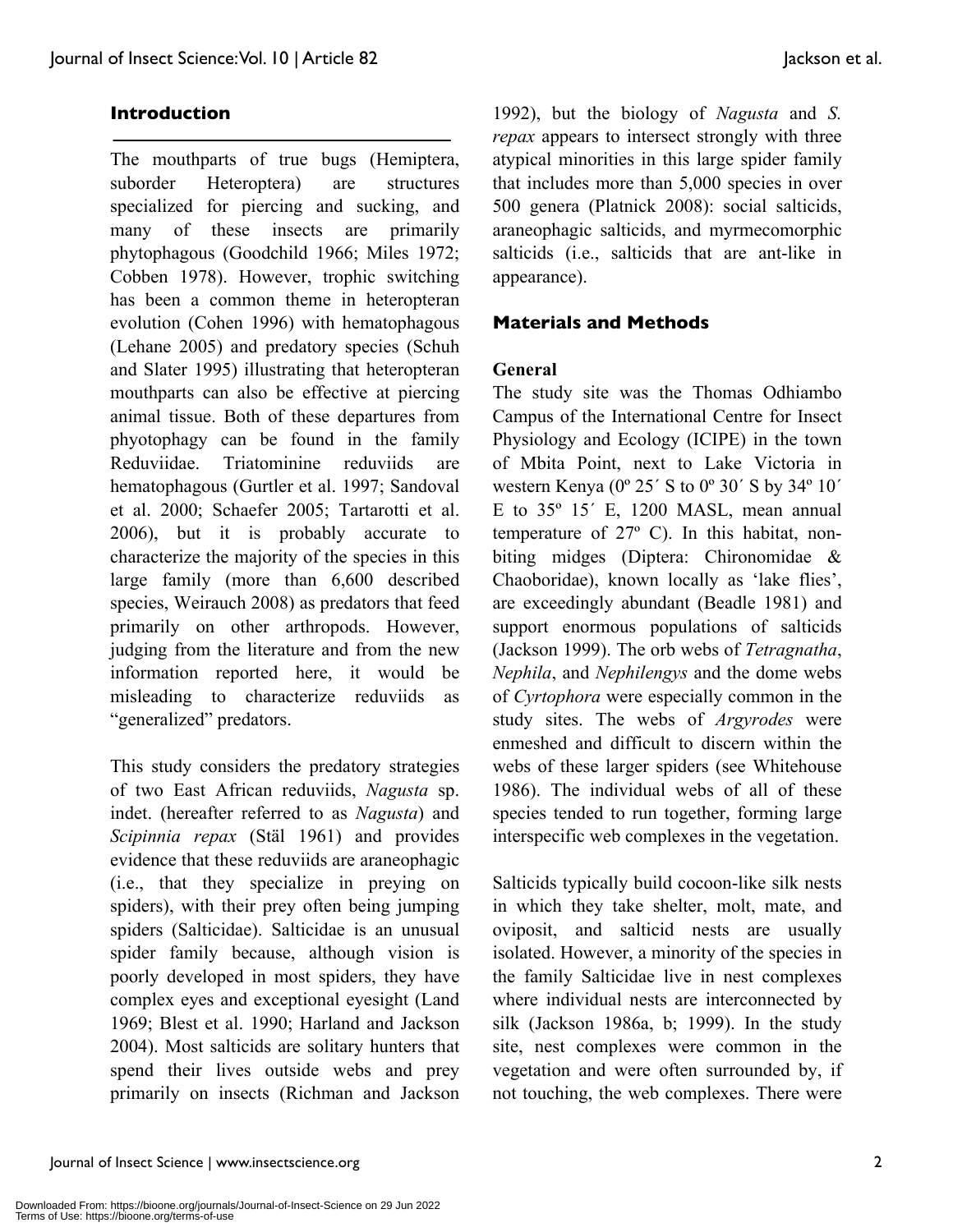## Introduction

The mouthparts of true bugs (Hemiptera, suborder Heteroptera) are structures specialized for piercing and sucking, and many of these insects are primarily phytophagous (Goodchild 1966; Miles 1972; Cobben 1978). However, trophic switching has been a common theme in heteropteran evolution (Cohen 1996) with hematophagous (Lehane 2005) and predatory species (Schuh and Slater 1995) illustrating that heteropteran mouthparts can also be effective at piercing animal tissue. Both of these departures from phyotophagy can be found in the family Reduviidae. Triatominine reduviids are hematophagous (Gurtler et al. 1997; Sandoval et al. 2000; Schaefer 2005; Tartarotti et al. 2006), but it is probably accurate to characterize the majority of the species in this large family (more than 6,600 described species, Weirauch 2008) as predators that feed primarily on other arthropods. However, judging from the literature and from the new information reported here, it would be misleading to characterize reduviids as "generalized" predators.

This study considers the predatory strategies of two East African reduviids, *Nagusta* sp. indet. (hereafter referred to as *Nagusta*) and *Scipinnia repax* (Stäl 1961) and provides evidence that these reduviids are araneophagic (i.e., that they specialize in preying on spiders), with their prey often being jumping spiders (Salticidae). Salticidae is an unusual spider family because, although vision is poorly developed in most spiders, they have complex eyes and exceptional eyesight (Land 1969; Blest et al. 1990; Harland and Jackson 2004). Most salticids are solitary hunters that spend their lives outside webs and prey primarily on insects (Richman and Jackson 1992), but the biology of *Nagusta* and *S. repax* appears to intersect strongly with three atypical minorities in this large spider family that includes more than 5,000 species in over 500 genera (Platnick 2008): social salticids, araneophagic salticids, and myrmecomorphic salticids (i.e., salticids that are ant-like in appearance).

## Materials and Methods

### General

The study site was the Thomas Odhiambo Campus of the International Centre for Insect Physiology and Ecology (ICIPE) in the town of Mbita Point, next to Lake Victoria in western Kenya (0º 25´ S to 0º 30´ S by 34º 10´ E to 35º 15´ E, 1200 MASL, mean annual temperature of 27º C). In this habitat, non-biting midges (Diptera: Chironomidae & Chaoboridae), known locally as 'lake flies', are exceedingly abundant (Beadle 1981) and support enormous populations of salticids (Jackson 1999). The orb webs of *Tetragnatha*, *Nephila*, and *Nephilengys* and the dome webs of *Cyrtophora* were especially common in the study sites. The webs of *Argyrodes* were enmeshed and difficult to discern within the webs of these larger spiders (see Whitehouse 1986). The individual webs of all of these species tended to run together, forming large interspecific web complexes in the vegetation.

Salticids typically build cocoon-like silk nests in which they take shelter, molt, mate, and oviposit, and salticid nests are usually isolated. However, a minority of the species in the family Salticidae live in nest complexes where individual nests are interconnected by silk (Jackson 1986a, b; 1999). In the study site, nest complexes were common in the vegetation and were often surrounded by, if not touching, the web complexes. There were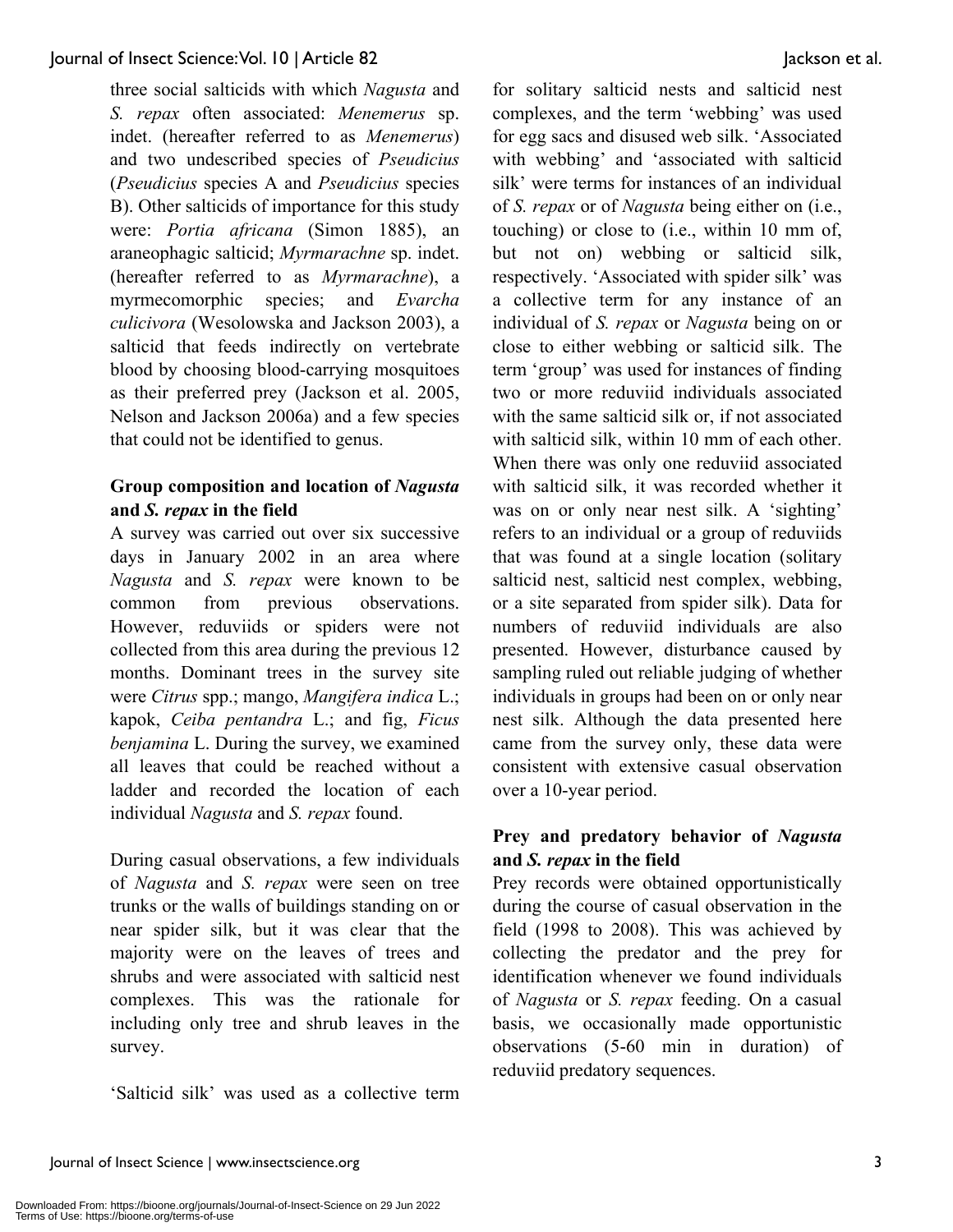three social salticids with which *Nagusta* and *S. repax* often associated: *Menemerus* sp. indet. (hereafter referred to as *Menemerus*) and two undescribed species of *Pseudicius* (*Pseudicius* species A and *Pseudicius* species B). Other salticids of importance for this study were: *Portia africana* (Simon 1885), an araneophagic salticid; *Myrmarachne* sp. indet. (hereafter referred to as *Myrmarachne*), a myrmecomorphic species; and *Evarcha culicivora* (Wesolowska and Jackson 2003), a salticid that feeds indirectly on vertebrate blood by choosing blood-carrying mosquitoes as their preferred prey (Jackson et al. 2005, Nelson and Jackson 2006a) and a few species that could not be identified to genus.

### Group composition and location of *Nagusta* and *S. repax* in the field

A survey was carried out over six successive days in January 2002 in an area where *Nagusta* and *S. repax* were known to be common from previous observations. However, reduviids or spiders were not collected from this area during the previous 12 months. Dominant trees in the survey site were *Citrus* spp.; mango, *Mangifera indica* L.; kapok, *Ceiba pentandra* L.; and fig, *Ficus benjamina* L. During the survey, we examined all leaves that could be reached without a ladder and recorded the location of each individual *Nagusta* and *S. repax* found.

During casual observations, a few individuals of *Nagusta* and *S. repax* were seen on tree trunks or the walls of buildings standing on or near spider silk, but it was clear that the majority were on the leaves of trees and shrubs and were associated with salticid nest complexes. This was the rationale for including only tree and shrub leaves in the survey.

'Salticid silk' was used as a collective term for solitary salticid nests and salticid nest complexes, and the term 'webbing' was used for egg sacs and disused web silk. 'Associated with webbing' and 'associated with salticid silk' were terms for instances of an individual of *S. repax* or of *Nagusta* being either on (i.e., touching) or close to (i.e., within 10 mm of, but not on) webbing or salticid silk, respectively. 'Associated with spider silk' was a collective term for any instance of an individual of *S. repax* or *Nagusta* being on or close to either webbing or salticid silk. The term 'group' was used for instances of finding two or more reduviid individuals associated with the same salticid silk or, if not associated with salticid silk, within 10 mm of each other. When there was only one reduviid associated with salticid silk, it was recorded whether it was on or only near nest silk. A 'sighting' refers to an individual or a group of reduviids that was found at a single location (solitary salticid nest, salticid nest complex, webbing, or a site separated from spider silk). Data for numbers of reduviid individuals are also presented. However, disturbance caused by sampling ruled out reliable judging of whether individuals in groups had been on or only near nest silk. Although the data presented here came from the survey only, these data were consistent with extensive casual observation over a 10-year period.

### Prey and predatory behavior of *Nagusta* and *S. repax* in the field

Prey records were obtained opportunistically during the course of casual observation in the field (1998 to 2008). This was achieved by collecting the predator and the prey for identification whenever we found individuals of *Nagusta* or *S. repax* feeding. On a casual basis, we occasionally made opportunistic observations (5-60 min in duration) of reduviid predatory sequences.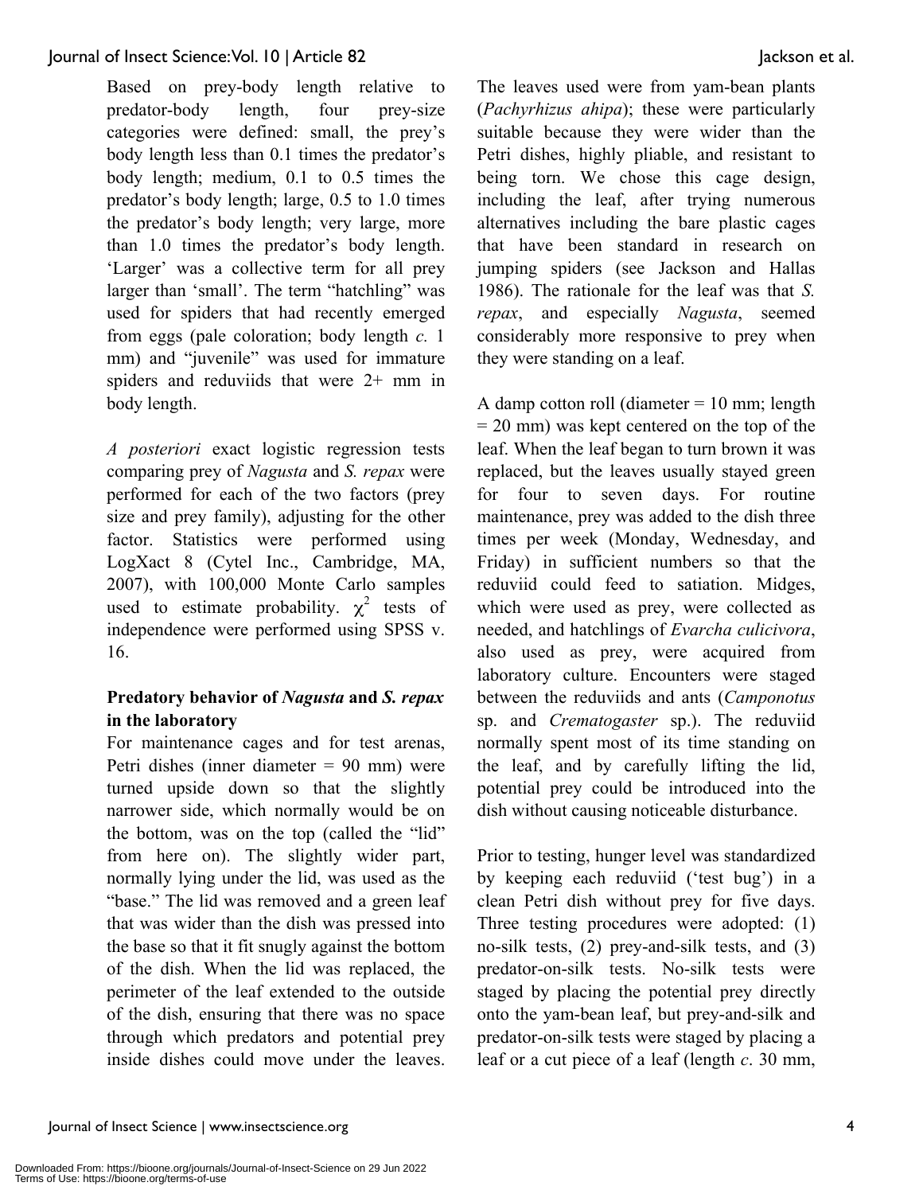Based on prey-body length relative to predator-body length, four prey-size categories were defined: small, the prey's body length less than 0.1 times the predator's body length; medium, 0.1 to 0.5 times the predator's body length; large, 0.5 to 1.0 times the predator's body length; very large, more than 1.0 times the predator's body length. 'Larger' was a collective term for all prey larger than 'small'. The term "hatchling" was used for spiders that had recently emerged from eggs (pale coloration; body length *c.* 1 mm) and "juvenile" was used for immature spiders and reduviids that were 2+ mm in body length.

*A posteriori* exact logistic regression tests comparing prey of *Nagusta* and *S. repax* were performed for each of the two factors (prey size and prey family), adjusting for the other factor. Statistics were performed using LogXact 8 (Cytel Inc., Cambridge, MA, 2007), with 100,000 Monte Carlo samples used to estimate probability. $\chi^2$ tests of independence were performed using SPSS v. 16.

### Predatory behavior of *Nagusta* and *S. repax* in the laboratory

For maintenance cages and for test arenas, Petri dishes (inner diameter = 90 mm) were turned upside down so that the slightly narrower side, which normally would be on the bottom, was on the top (called the "lid" from here on). The slightly wider part, normally lying under the lid, was used as the "base." The lid was removed and a green leaf that was wider than the dish was pressed into the base so that it fit snugly against the bottom of the dish. When the lid was replaced, the perimeter of the leaf extended to the outside of the dish, ensuring that there was no space through which predators and potential prey inside dishes could move under the leaves. The leaves used were from yam-bean plants (*Pachyrhizus ahipa*); these were particularly suitable because they were wider than the Petri dishes, highly pliable, and resistant to being torn. We chose this cage design, including the leaf, after trying numerous alternatives including the bare plastic cages that have been standard in research on jumping spiders (see Jackson and Hallas 1986). The rationale for the leaf was that *S. repax*, and especially *Nagusta*, seemed considerably more responsive to prey when they were standing on a leaf.

A damp cotton roll (diameter = 10 mm; length = 20 mm) was kept centered on the top of the leaf. When the leaf began to turn brown it was replaced, but the leaves usually stayed green for four to seven days. For routine maintenance, prey was added to the dish three times per week (Monday, Wednesday, and Friday) in sufficient numbers so that the reduviid could feed to satiation. Midges, which were used as prey, were collected as needed, and hatchlings of *Evarcha culicivora*, also used as prey, were acquired from laboratory culture. Encounters were staged between the reduviids and ants (*Camponotus* sp. and *Crematogaster* sp.). The reduviid normally spent most of its time standing on the leaf, and by carefully lifting the lid, potential prey could be introduced into the dish without causing noticeable disturbance.

Prior to testing, hunger level was standardized by keeping each reduviid ('test bug') in a clean Petri dish without prey for five days. Three testing procedures were adopted: (1) no-silk tests, (2) prey-and-silk tests, and (3) predator-on-silk tests. No-silk tests were staged by placing the potential prey directly onto the yam-bean leaf, but prey-and-silk and predator-on-silk tests were staged by placing a leaf or a cut piece of a leaf (length *c*. 30 mm,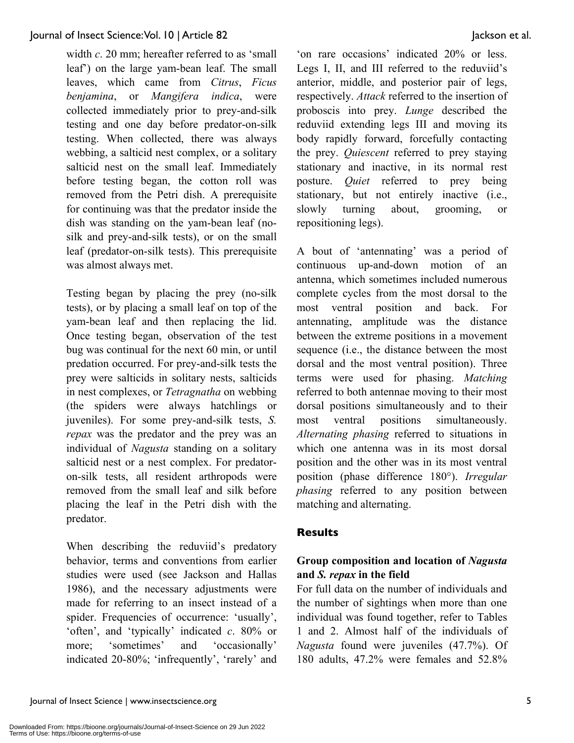width *c*. 20 mm; hereafter referred to as 'small leaf') on the large yam-bean leaf. The small leaves, which came from *Citrus*, *Ficus benjamina*, or *Mangifera indica*, were collected immediately prior to prey-and-silk testing and one day before predator-on-silk testing. When collected, there was always webbing, a salticid nest complex, or a solitary salticid nest on the small leaf. Immediately before testing began, the cotton roll was removed from the Petri dish. A prerequisite for continuing was that the predator inside the dish was standing on the yam-bean leaf (no-silk and prey-and-silk tests), or on the small leaf (predator-on-silk tests). This prerequisite was almost always met.

Testing began by placing the prey (no-silk tests), or by placing a small leaf on top of the yam-bean leaf and then replacing the lid. Once testing began, observation of the test bug was continual for the next 60 min, or until predation occurred. For prey-and-silk tests the prey were salticids in solitary nests, salticids in nest complexes, or *Tetragnatha* on webbing (the spiders were always hatchlings or juveniles). For some prey-and-silk tests, *S. repax* was the predator and the prey was an individual of *Nagusta* standing on a solitary salticid nest or a nest complex. For predator-on-silk tests, all resident arthropods were removed from the small leaf and silk before placing the leaf in the Petri dish with the predator.

When describing the reduviid's predatory behavior, terms and conventions from earlier studies were used (see Jackson and Hallas 1986), and the necessary adjustments were made for referring to an insect instead of a spider. Frequencies of occurrence: 'usually', 'often', and 'typically' indicated *c*. 80% or more; 'sometimes' and 'occasionally' indicated 20-80%; 'infrequently', 'rarely' and 'on rare occasions' indicated 20% or less. Legs I, II, and III referred to the reduviid's anterior, middle, and posterior pair of legs, respectively. *Attack* referred to the insertion of proboscis into prey. *Lunge* described the reduviid extending legs III and moving its body rapidly forward, forcefully contacting the prey. *Quiescent* referred to prey staying stationary and inactive, in its normal rest posture. *Quiet* referred to prey being stationary, but not entirely inactive (i.e., slowly turning about, grooming, or repositioning legs).

A bout of 'antennating' was a period of continuous up-and-down motion of an antenna, which sometimes included numerous complete cycles from the most dorsal to the most ventral position and back. For antennating, amplitude was the distance between the extreme positions in a movement sequence (i.e., the distance between the most dorsal and the most ventral position). Three terms were used for phasing. *Matching* referred to both antennae moving to their most dorsal positions simultaneously and to their most ventral positions simultaneously. *Alternating phasing* referred to situations in which one antenna was in its most dorsal position and the other was in its most ventral position (phase difference 180°). *Irregular phasing* referred to any position between matching and alternating.

## Results

### Group composition and location of *Nagusta* and *S. repax* in the field

For full data on the number of individuals and the number of sightings when more than one individual was found together, refer to Tables 1 and 2. Almost half of the individuals of *Nagusta* found were juveniles (47.7%). Of 180 adults, 47.2% were females and 52.8%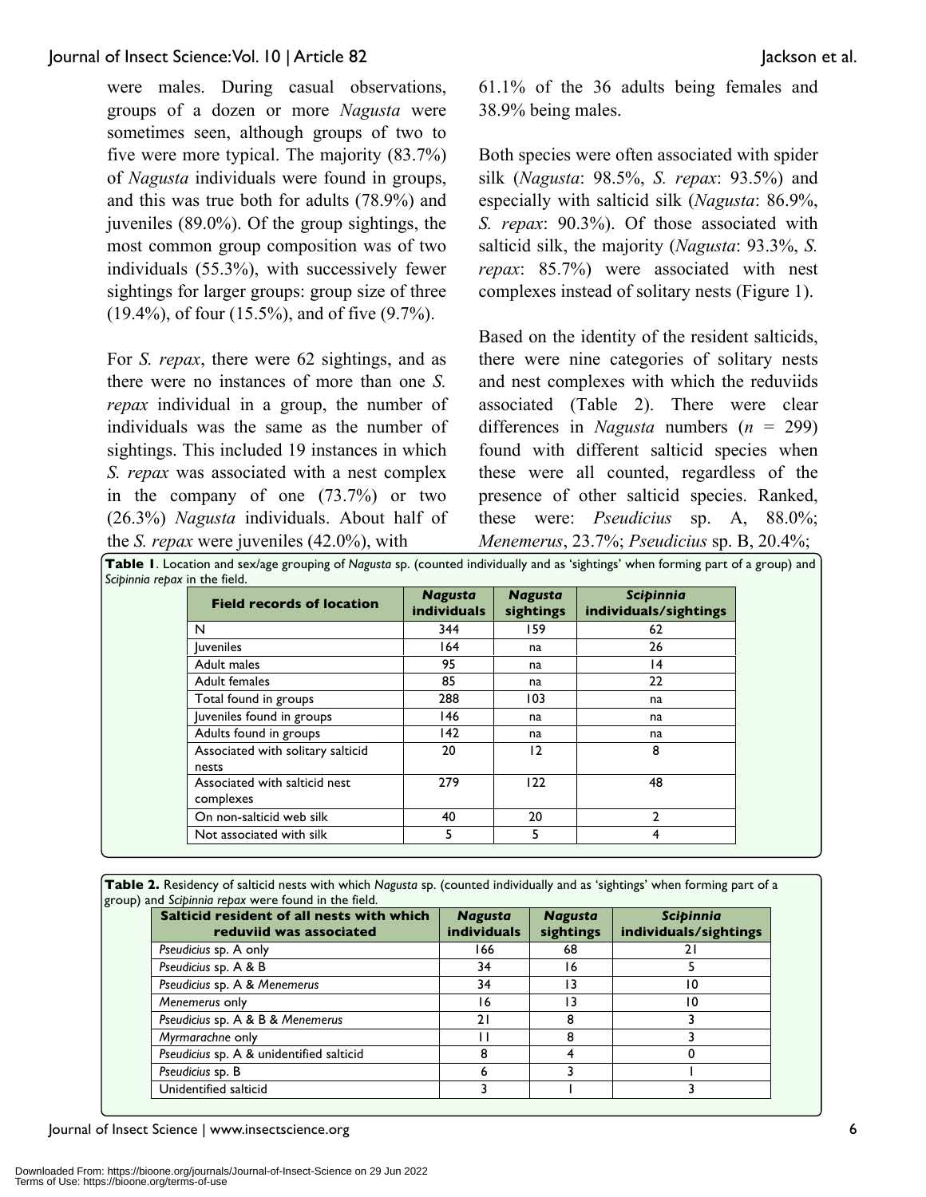were males. During casual observations, groups of a dozen or more *Nagusta* were sometimes seen, although groups of two to five were more typical. The majority (83.7%) of *Nagusta* individuals were found in groups, and this was true both for adults (78.9%) and juveniles (89.0%). Of the group sightings, the most common group composition was of two individuals (55.3%), with successively fewer sightings for larger groups: group size of three (19.4%), of four (15.5%), and of five (9.7%).

For *S. repax*, there were 62 sightings, and as there were no instances of more than one *S. repax* individual in a group, the number of individuals was the same as the number of sightings. This included 19 instances in which *S. repax* was associated with a nest complex in the company of one (73.7%) or two (26.3%) *Nagusta* individuals. About half of the *S. repax* were juveniles (42.0%), with 61.1% of the 36 adults being females and 38.9% being males.

Both species were often associated with spider silk (*Nagusta*: 98.5%, *S. repax*: 93.5%) and especially with salticid silk (*Nagusta*: 86.9%, *S. repax*: 90.3%). Of those associated with salticid silk, the majority (*Nagusta*: 93.3%, *S. repax*: 85.7%) were associated with nest complexes instead of solitary nests (Figure 1).

Based on the identity of the resident salticids, there were nine categories of solitary nests and nest complexes with which the reduviids associated (Table 2). There were clear differences in *Nagusta* numbers ($n$ = 299) found with different salticid species when these were all counted, regardless of the presence of other salticid species. Ranked, these were: *Pseudicius* sp. A, 88.0%; *Menemerus*, 23.7%; *Pseudicius* sp. B, 20.4%;

**Table 1**. Location and sex/age grouping of *Nagusta* sp. (counted individually and as 'sightings' when forming part of a group) and *Scipinnia repax* in the field.

| Field records of location | *Nagusta* individuals | *Nagusta* sightings | *Scipinnia* individuals/sightings |
|---|---|---|---|
| N | 344 | 159 | 62 |
| Juveniles | 164 | na | 26 |
| Adult males | 95 | na | 14 |
| Adult females | 85 | na | 22 |
| Total found in groups | 288 | 103 | na |
| Juveniles found in groups | 146 | na | na |
| Adults found in groups | 142 | na | na |
| Associated with solitary salticid nests | 20 | 12 | 8 |
| Associated with salticid nest complexes | 279 | 122 | 48 |
| On non-salticid web silk | 40 | 20 | 2 |
| Not associated with silk | 5 | 5 | 4 |

**Table 2.** Residency of salticid nests with which *Nagusta* sp. (counted individually and as 'sightings' when forming part of a group) and *Scipinnia repax* were found in the field.

| Salticid resident of all nests with which reduviid was associated | *Nagusta* individuals | *Nagusta* sightings | *Scipinnia* individuals/sightings |
|---|---|---|---|
| *Pseudicius* sp. A only | 166 | 68 | 21 |
| *Pseudicius* sp. A & B | 34 | 16 | 5 |
| *Pseudicius* sp. A & *Menemerus* | 34 | 13 | 10 |
| *Menemerus* only | 16 | 13 | 10 |
| *Pseudicius* sp. A & B & *Menemerus* | 21 | 8 | 3 |
| *Myrmarachne* only | 11 | 8 | 3 |
| *Pseudicius* sp. A & unidentified salticid | 8 | 4 | 0 |
| *Pseudicius* sp. B | 6 | 3 | 1 |
| Unidentified salticid | 3 | 1 | 3 |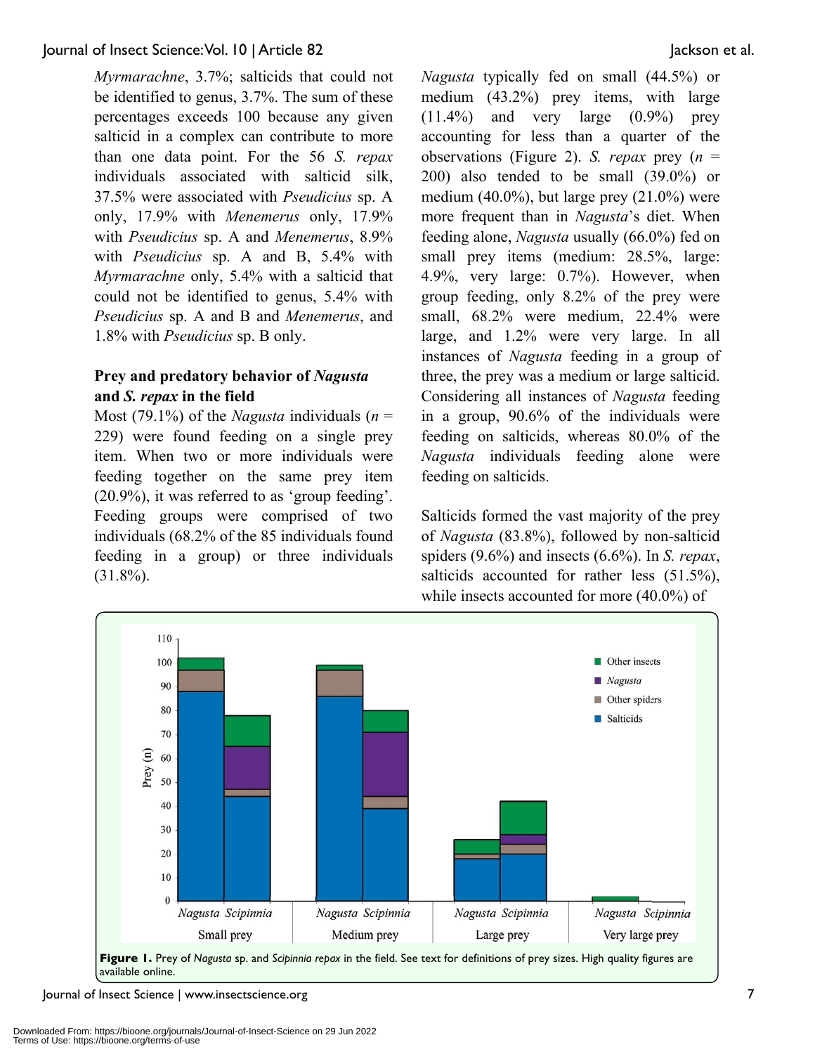*Myrmarachne*, 3.7%; salticids that could not be identified to genus, 3.7%. The sum of these percentages exceeds 100 because any given salticid in a complex can contribute to more than one data point. For the 56 *S. repax* individuals associated with salticid silk, 37.5% were associated with *Pseudicius* sp. A only, 17.9% with *Menemerus* only, 17.9% with *Pseudicius* sp. A and *Menemerus*, 8.9% with *Pseudicius* sp. A and B, 5.4% with *Myrmarachne* only, 5.4% with a salticid that could not be identified to genus, 5.4% with *Pseudicius* sp. A and B and *Menemerus*, and 1.8% with *Pseudicius* sp. B only.

### Prey and predatory behavior of *Nagusta* and *S. repax* in the field

Most (79.1%) of the *Nagusta* individuals ($n$ = 229) were found feeding on a single prey item. When two or more individuals were feeding together on the same prey item (20.9%), it was referred to as 'group feeding'. Feeding groups were comprised of two individuals (68.2% of the 85 individuals found feeding in a group) or three individuals (31.8%).

*Nagusta* typically fed on small (44.5%) or medium (43.2%) prey items, with large (11.4%) and very large (0.9%) prey accounting for less than a quarter of the observations (Figure 2). *S. repax* prey ($n$ = 200) also tended to be small (39.0%) or medium (40.0%), but large prey (21.0%) were more frequent than in *Nagusta*'s diet. When feeding alone, *Nagusta* usually (66.0%) fed on small prey items (medium: 28.5%, large: 4.9%, very large: 0.7%). However, when group feeding, only 8.2% of the prey were small, 68.2% were medium, 22.4% were large, and 1.2% were very large. In all instances of *Nagusta* feeding in a group of three, the prey was a medium or large salticid. Considering all instances of *Nagusta* feeding in a group, 90.6% of the individuals were feeding on salticids, whereas 80.0% of the *Nagusta* individuals feeding alone were feeding on salticids.

Salticids formed the vast majority of the prey of *Nagusta* (83.8%), followed by non-salticid spiders (9.6%) and insects (6.6%). In *S. repax*, salticids accounted for rather less (51.5%), while insects accounted for more (40.0%) of

**Figure 1.** Prey of *Nagusta* sp. and *Scipinnia repax* in the field. See text for definitions of prey sizes. High quality figures are available online.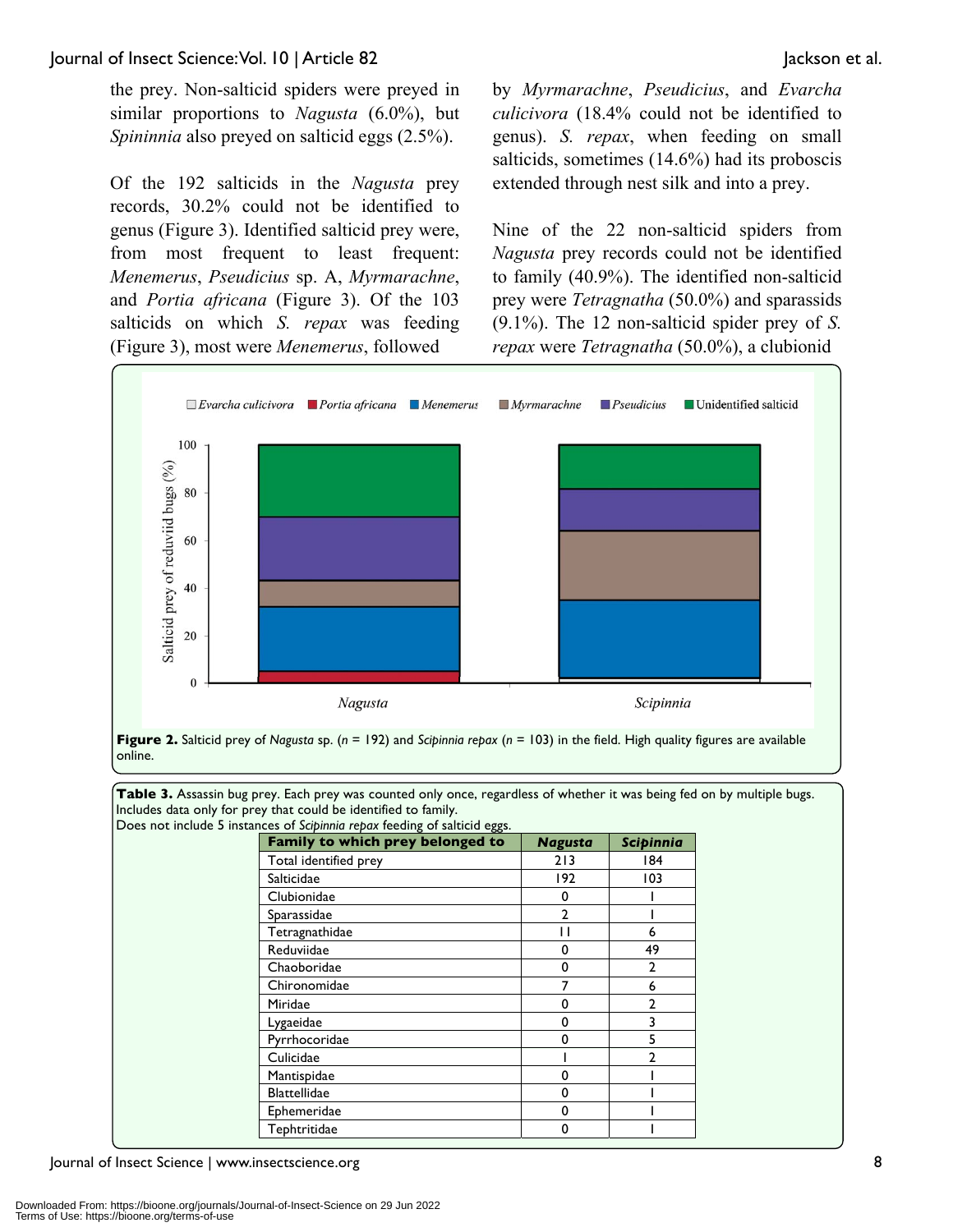the prey. Non-salticid spiders were preyed in similar proportions to *Nagusta* (6.0%), but *Spininnia* also preyed on salticid eggs (2.5%).

Of the 192 salticids in the *Nagusta* prey records, 30.2% could not be identified to genus (Figure 3). Identified salticid prey were, from most frequent to least frequent: *Menemerus*, *Pseudicius* sp. A, *Myrmarachne*, and *Portia africana* (Figure 3). Of the 103 salticids on which *S. repax* was feeding (Figure 3), most were *Menemerus*, followed by *Myrmarachne*, *Pseudicius*, and *Evarcha culicivora* (18.4% could not be identified to genus). *S. repax*, when feeding on small salticids, sometimes (14.6%) had its proboscis extended through nest silk and into a prey.

Nine of the 22 non-salticid spiders from *Nagusta* prey records could not be identified to family (40.9%). The identified non-salticid prey were *Tetragnatha* (50.0%) and sparassids (9.1%). The 12 non-salticid spider prey of *S. repax* were *Tetragnatha* (50.0%), a clubionid

**Figure 2.** Salticid prey of *Nagusta* sp. ($n$ = 192) and *Scipinnia repax* ($n$ = 103) in the field. High quality figures are available online.

**Table 3.** Assassin bug prey. Each prey was counted only once, regardless of whether it was being fed on by multiple bugs. Includes data only for prey that could be identified to family.
Does not include 5 instances of *Scipinnia repax* feeding of salticid eggs.

| Family to which prey belonged to | *Nagusta* | *Scipinnia* |
|---|---|---|
| Total identified prey | 213 | 184 |
| Salticidae | 192 | 103 |
| Clubionidae | 0 | 1 |
| Sparassidae | 2 | 1 |
| Tetragnathidae | 11 | 6 |
| Reduviidae | 0 | 49 |
| Chaoboridae | 0 | 2 |
| Chironomidae | 7 | 6 |
| Miridae | 0 | 2 |
| Lygaeidae | 0 | 3 |
| Pyrrhocoridae | 0 | 5 |
| Culicidae | 1 | 2 |
| Mantispidae | 0 | 1 |
| Blattellidae | 0 | 1 |
| Ephemeridae | 0 | 1 |
| Tephtritidae | 0 | 1 |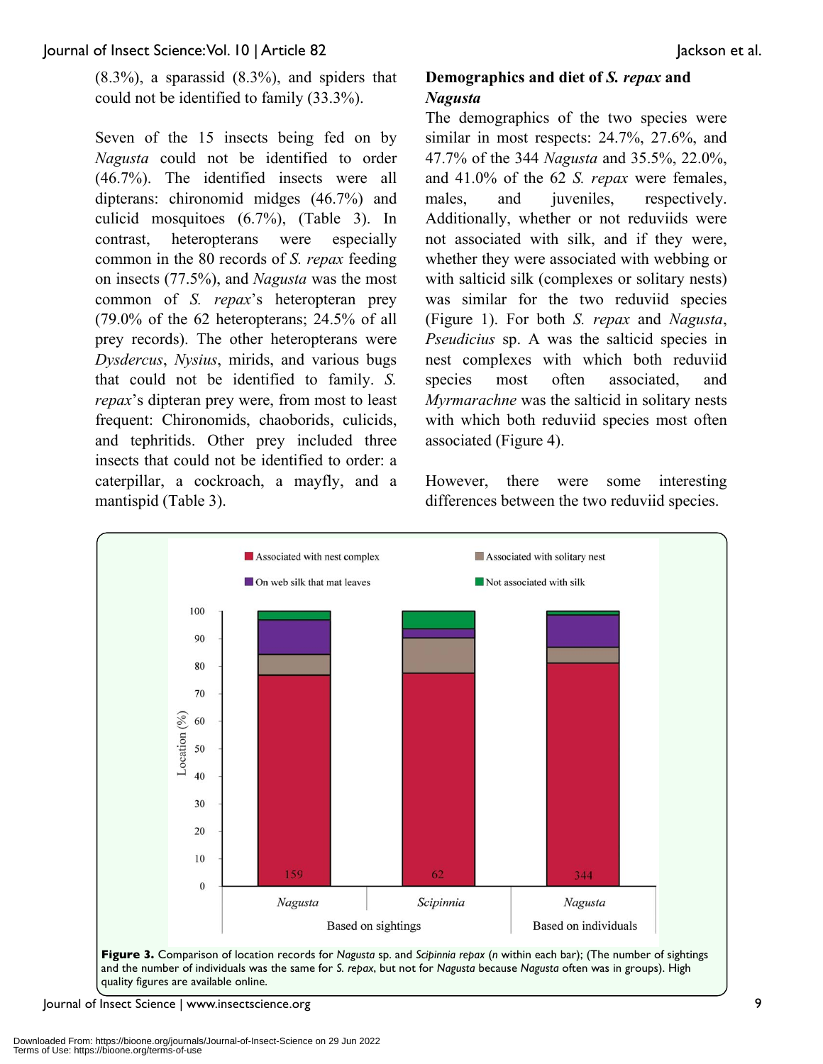(8.3%), a sparassid (8.3%), and spiders that could not be identified to family (33.3%).

Seven of the 15 insects being fed on by *Nagusta* could not be identified to order (46.7%). The identified insects were all dipterans: chironomid midges (46.7%) and culicid mosquitoes (6.7%), (Table 3). In contrast, heteropterans were especially common in the 80 records of *S. repax* feeding on insects (77.5%), and *Nagusta* was the most common of *S. repax*'s heteropteran prey (79.0% of the 62 heteropterans; 24.5% of all prey records). The other heteropterans were *Dysdercus*, *Nysius*, mirids, and various bugs that could not be identified to family. *S. repax*'s dipteran prey were, from most to least frequent: Chironomids, chaoborids, culicids, and tephritids. Other prey included three insects that could not be identified to order: a caterpillar, a cockroach, a mayfly, and a mantispid (Table 3).

### Demographics and diet of *S. repax* and *Nagusta*

The demographics of the two species were similar in most respects: 24.7%, 27.6%, and 47.7% of the 344 *Nagusta* and 35.5%, 22.0%, and 41.0% of the 62 *S. repax* were females, males, and juveniles, respectively. Additionally, whether or not reduviids were not associated with silk, and if they were, whether they were associated with webbing or with salticid silk (complexes or solitary nests) was similar for the two reduviid species (Figure 1). For both *S. repax* and *Nagusta*, *Pseudicius* sp. A was the salticid species in nest complexes with which both reduviid species most often associated, and *Myrmarachne* was the salticid in solitary nests with which both reduviid species most often associated (Figure 4).

However, there were some interesting differences between the two reduviid species.

**Figure 3.** Comparison of location records for *Nagusta* sp. and *Scipinnia repax* (*n* within each bar); (The number of sightings and the number of individuals was the same for *S. repax*, but not for *Nagusta* because *Nagusta* often was in groups). High quality figures are available online.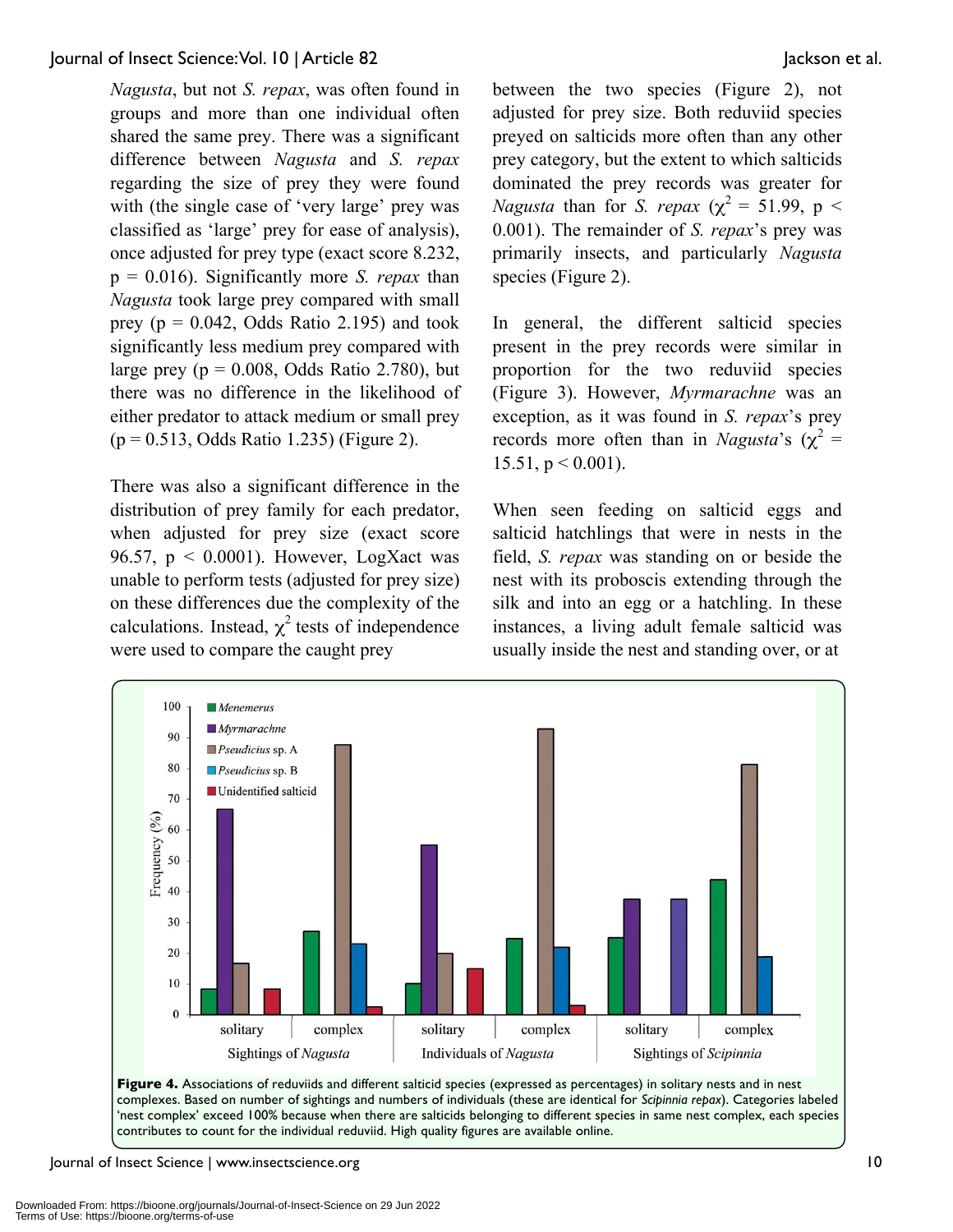*Nagusta*, but not *S. repax*, was often found in groups and more than one individual often shared the same prey. There was a significant difference between *Nagusta* and *S. repax* regarding the size of prey they were found with (the single case of 'very large' prey was classified as 'large' prey for ease of analysis), once adjusted for prey type (exact score 8.232, $p = 0.016$). Significantly more *S. repax* than *Nagusta* took large prey compared with small prey ($p = 0.042$, Odds Ratio 2.195) and took significantly less medium prey compared with large prey ($p = 0.008$, Odds Ratio 2.780), but there was no difference in the likelihood of either predator to attack medium or small prey ($p = 0.513$, Odds Ratio 1.235) (Figure 2).

There was also a significant difference in the distribution of prey family for each predator, when adjusted for prey size (exact score 96.57, $p < 0.0001$). However, LogXact was unable to perform tests (adjusted for prey size) on these differences due the complexity of the calculations. Instead, $\chi^2$ tests of independence were used to compare the caught prey between the two species (Figure 2), not adjusted for prey size. Both reduviid species preyed on salticids more often than any other prey category, but the extent to which salticids dominated the prey records was greater for *Nagusta* than for *S. repax* ($\chi^2 = 51.99$, $p < 0.001$). The remainder of *S. repax*'s prey was primarily insects, and particularly *Nagusta* species (Figure 2).

In general, the different salticid species present in the prey records were similar in proportion for the two reduviid species (Figure 3). However, *Myrmarachne* was an exception, as it was found in *S. repax*'s prey records more often than in *Nagusta*'s ($\chi^2 = 15.51$, $p < 0.001$).

When seen feeding on salticid eggs and salticid hatchlings that were in nests in the field, *S. repax* was standing on or beside the nest with its proboscis extending through the silk and into an egg or a hatchling. In these instances, a living adult female salticid was usually inside the nest and standing over, or at

**Figure 4.** Associations of reduviids and different salticid species (expressed as percentages) in solitary nests and in nest complexes. Based on number of sightings and numbers of individuals (these are identical for *Scipinnia repax*). Categories labeled 'nest complex' exceed 100% because when there are salticids belonging to different species in same nest complex, each species contributes to count for the individual reduviid. High quality figures are available online.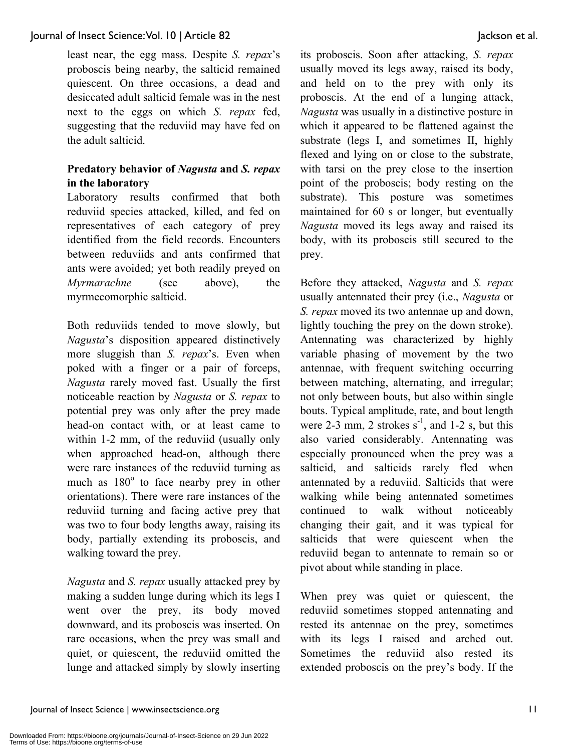least near, the egg mass. Despite *S. repax*'s proboscis being nearby, the salticid remained quiescent. On three occasions, a dead and desiccated adult salticid female was in the nest next to the eggs on which *S. repax* fed, suggesting that the reduviid may have fed on the adult salticid.

**Predatory behavior of *Nagusta* and *S. repax* in the laboratory**

Laboratory results confirmed that both reduviid species attacked, killed, and fed on representatives of each category of prey identified from the field records. Encounters between reduviids and ants confirmed that ants were avoided; yet both readily preyed on *Myrmarachne* (see above), the myrmecomorphic salticid.

Both reduviids tended to move slowly, but *Nagusta*'s disposition appeared distinctively more sluggish than *S. repax*'s. Even when poked with a finger or a pair of forceps, *Nagusta* rarely moved fast. Usually the first noticeable reaction by *Nagusta* or *S. repax* to potential prey was only after the prey made head-on contact with, or at least came to within 1-2 mm, of the reduviid (usually only when approached head-on, although there were rare instances of the reduviid turning as much as 180$^{o}$ to face nearby prey in other orientations). There were rare instances of the reduviid turning and facing active prey that was two to four body lengths away, raising its body, partially extending its proboscis, and walking toward the prey.

*Nagusta* and *S. repax* usually attacked prey by making a sudden lunge during which its legs I went over the prey, its body moved downward, and its proboscis was inserted. On rare occasions, when the prey was small and quiet, or quiescent, the reduviid omitted the lunge and attacked simply by slowly inserting its proboscis. Soon after attacking, *S. repax* usually moved its legs away, raised its body, and held on to the prey with only its proboscis. At the end of a lunging attack, *Nagusta* was usually in a distinctive posture in which it appeared to be flattened against the substrate (legs I, and sometimes II, highly flexed and lying on or close to the substrate, with tarsi on the prey close to the insertion point of the proboscis; body resting on the substrate). This posture was sometimes maintained for 60 s or longer, but eventually *Nagusta* moved its legs away and raised its body, with its proboscis still secured to the prey.

Before they attacked, *Nagusta* and *S. repax* usually antennated their prey (i.e., *Nagusta* or *S. repax* moved its two antennae up and down, lightly touching the prey on the down stroke). Antennating was characterized by highly variable phasing of movement by the two antennae, with frequent switching occurring between matching, alternating, and irregular; not only between bouts, but also within single bouts. Typical amplitude, rate, and bout length were 2-3 mm, 2 strokes $s^{-1}$, and 1-2 s, but this also varied considerably. Antennating was especially pronounced when the prey was a salticid, and salticids rarely fled when antennated by a reduviid. Salticids that were walking while being antennated sometimes continued to walk without noticeably changing their gait, and it was typical for salticids that were quiescent when the reduviid began to antennate to remain so or pivot about while standing in place.

When prey was quiet or quiescent, the reduviid sometimes stopped antennating and rested its antennae on the prey, sometimes with its legs I raised and arched out. Sometimes the reduviid also rested its extended proboscis on the prey's body. If the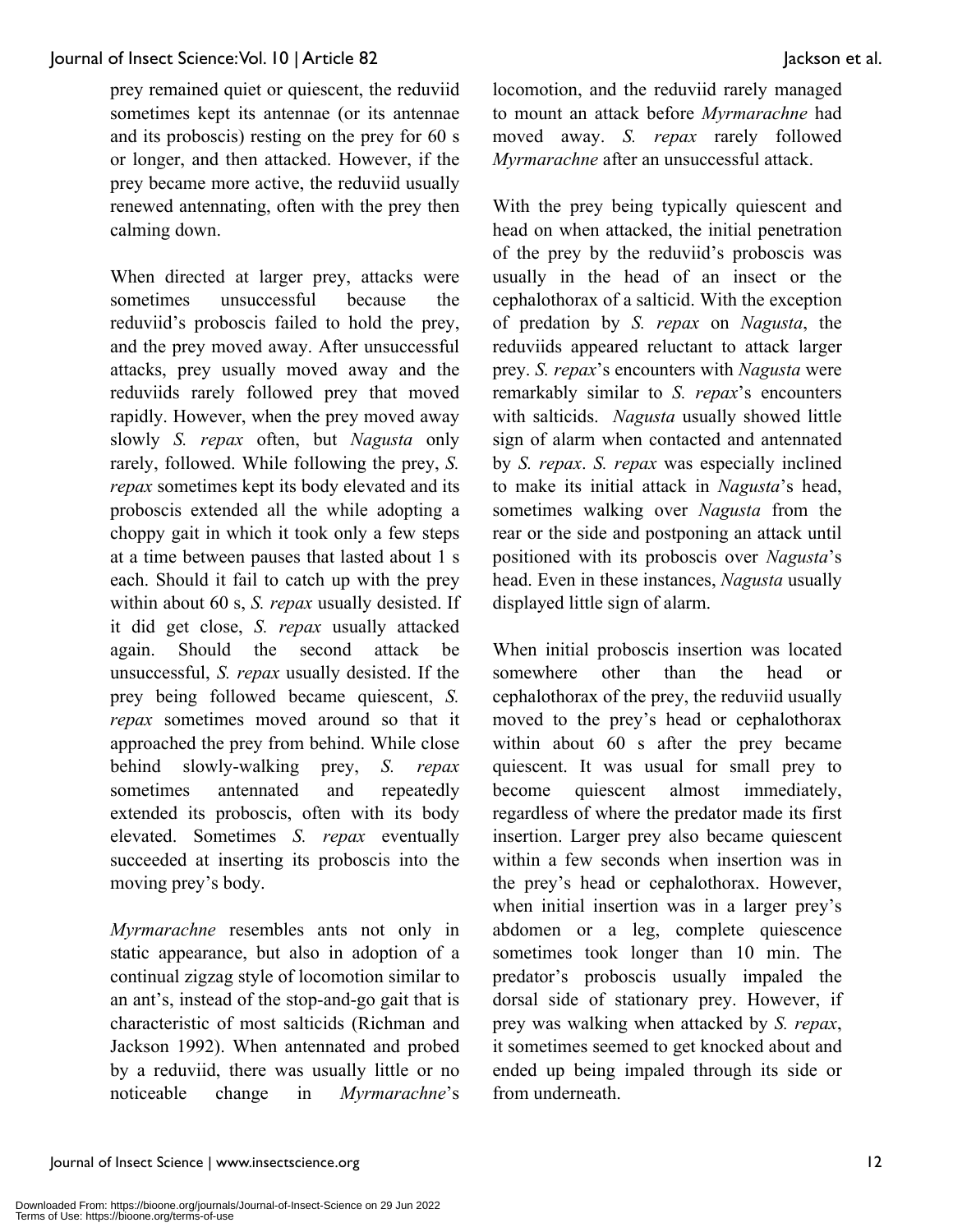prey remained quiet or quiescent, the reduviid sometimes kept its antennae (or its antennae and its proboscis) resting on the prey for 60 s or longer, and then attacked. However, if the prey became more active, the reduviid usually renewed antennating, often with the prey then calming down.

When directed at larger prey, attacks were sometimes unsuccessful because the reduviid's proboscis failed to hold the prey, and the prey moved away. After unsuccessful attacks, prey usually moved away and the reduviids rarely followed prey that moved rapidly. However, when the prey moved away slowly *S. repax* often, but *Nagusta* only rarely, followed. While following the prey, *S. repax* sometimes kept its body elevated and its proboscis extended all the while adopting a choppy gait in which it took only a few steps at a time between pauses that lasted about 1 s each. Should it fail to catch up with the prey within about 60 s, *S. repax* usually desisted. If it did get close, *S. repax* usually attacked again. Should the second attack be unsuccessful, *S. repax* usually desisted. If the prey being followed became quiescent, *S. repax* sometimes moved around so that it approached the prey from behind. While close behind slowly-walking prey, *S. repax* sometimes antennated and repeatedly extended its proboscis, often with its body elevated. Sometimes *S. repax* eventually succeeded at inserting its proboscis into the moving prey's body.

*Myrmarachne* resembles ants not only in static appearance, but also in adoption of a continual zigzag style of locomotion similar to an ant's, instead of the stop-and-go gait that is characteristic of most salticids (Richman and Jackson 1992). When antennated and probed by a reduviid, there was usually little or no noticeable change in *Myrmarachne*'s locomotion, and the reduviid rarely managed to mount an attack before *Myrmarachne* had moved away. *S. repax* rarely followed *Myrmarachne* after an unsuccessful attack.

With the prey being typically quiescent and head on when attacked, the initial penetration of the prey by the reduviid's proboscis was usually in the head of an insect or the cephalothorax of a salticid. With the exception of predation by *S. repax* on *Nagusta*, the reduviids appeared reluctant to attack larger prey. *S. repax*'s encounters with *Nagusta* were remarkably similar to *S. repax*'s encounters with salticids. *Nagusta* usually showed little sign of alarm when contacted and antennated by *S. repax*. *S. repax* was especially inclined to make its initial attack in *Nagusta*'s head, sometimes walking over *Nagusta* from the rear or the side and postponing an attack until positioned with its proboscis over *Nagusta*'s head. Even in these instances, *Nagusta* usually displayed little sign of alarm.

When initial proboscis insertion was located somewhere other than the head or cephalothorax of the prey, the reduviid usually moved to the prey's head or cephalothorax within about 60 s after the prey became quiescent. It was usual for small prey to become quiescent almost immediately, regardless of where the predator made its first insertion. Larger prey also became quiescent within a few seconds when insertion was in the prey's head or cephalothorax. However, when initial insertion was in a larger prey's abdomen or a leg, complete quiescence sometimes took longer than 10 min. The predator's proboscis usually impaled the dorsal side of stationary prey. However, if prey was walking when attacked by *S. repax*, it sometimes seemed to get knocked about and ended up being impaled through its side or from underneath.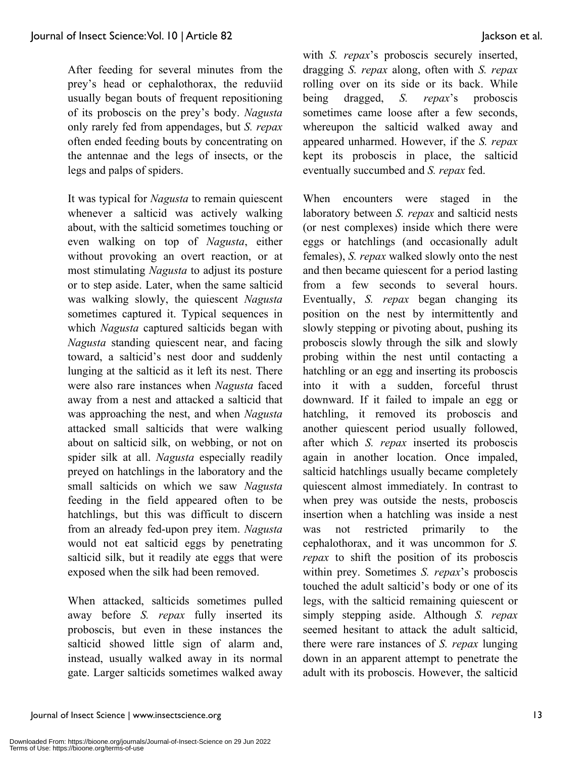After feeding for several minutes from the prey's head or cephalothorax, the reduviid usually began bouts of frequent repositioning of its proboscis on the prey's body. *Nagusta* only rarely fed from appendages, but *S. repax* often ended feeding bouts by concentrating on the antennae and the legs of insects, or the legs and palps of spiders.

It was typical for *Nagusta* to remain quiescent whenever a salticid was actively walking about, with the salticid sometimes touching or even walking on top of *Nagusta*, either without provoking an overt reaction, or at most stimulating *Nagusta* to adjust its posture or to step aside. Later, when the same salticid was walking slowly, the quiescent *Nagusta* sometimes captured it. Typical sequences in which *Nagusta* captured salticids began with *Nagusta* standing quiescent near, and facing toward, a salticid's nest door and suddenly lunging at the salticid as it left its nest. There were also rare instances when *Nagusta* faced away from a nest and attacked a salticid that was approaching the nest, and when *Nagusta* attacked small salticids that were walking about on salticid silk, on webbing, or not on spider silk at all. *Nagusta* especially readily preyed on hatchlings in the laboratory and the small salticids on which we saw *Nagusta* feeding in the field appeared often to be hatchlings, but this was difficult to discern from an already fed-upon prey item. *Nagusta* would not eat salticid eggs by penetrating salticid silk, but it readily ate eggs that were exposed when the silk had been removed.

When attacked, salticids sometimes pulled away before *S. repax* fully inserted its proboscis, but even in these instances the salticid showed little sign of alarm and, instead, usually walked away in its normal gate. Larger salticids sometimes walked away with *S. repax*'s proboscis securely inserted, dragging *S. repax* along, often with *S. repax* rolling over on its side or its back. While being dragged, *S. repax*'s proboscis sometimes came loose after a few seconds, whereupon the salticid walked away and appeared unharmed. However, if the *S. repax* kept its proboscis in place, the salticid eventually succumbed and *S. repax* fed.

When encounters were staged in the laboratory between *S. repax* and salticid nests (or nest complexes) inside which there were eggs or hatchlings (and occasionally adult females), *S. repax* walked slowly onto the nest and then became quiescent for a period lasting from a few seconds to several hours. Eventually, *S. repax* began changing its position on the nest by intermittently and slowly stepping or pivoting about, pushing its proboscis slowly through the silk and slowly probing within the nest until contacting a hatchling or an egg and inserting its proboscis into it with a sudden, forceful thrust downward. If it failed to impale an egg or hatchling, it removed its proboscis and another quiescent period usually followed, after which *S. repax* inserted its proboscis again in another location. Once impaled, salticid hatchlings usually became completely quiescent almost immediately. In contrast to when prey was outside the nests, proboscis insertion when a hatchling was inside a nest was not restricted primarily to the cephalothorax, and it was uncommon for *S. repax* to shift the position of its proboscis within prey. Sometimes *S. repax*'s proboscis touched the adult salticid's body or one of its legs, with the salticid remaining quiescent or simply stepping aside. Although *S. repax* seemed hesitant to attack the adult salticid, there were rare instances of *S. repax* lunging down in an apparent attempt to penetrate the adult with its proboscis. However, the salticid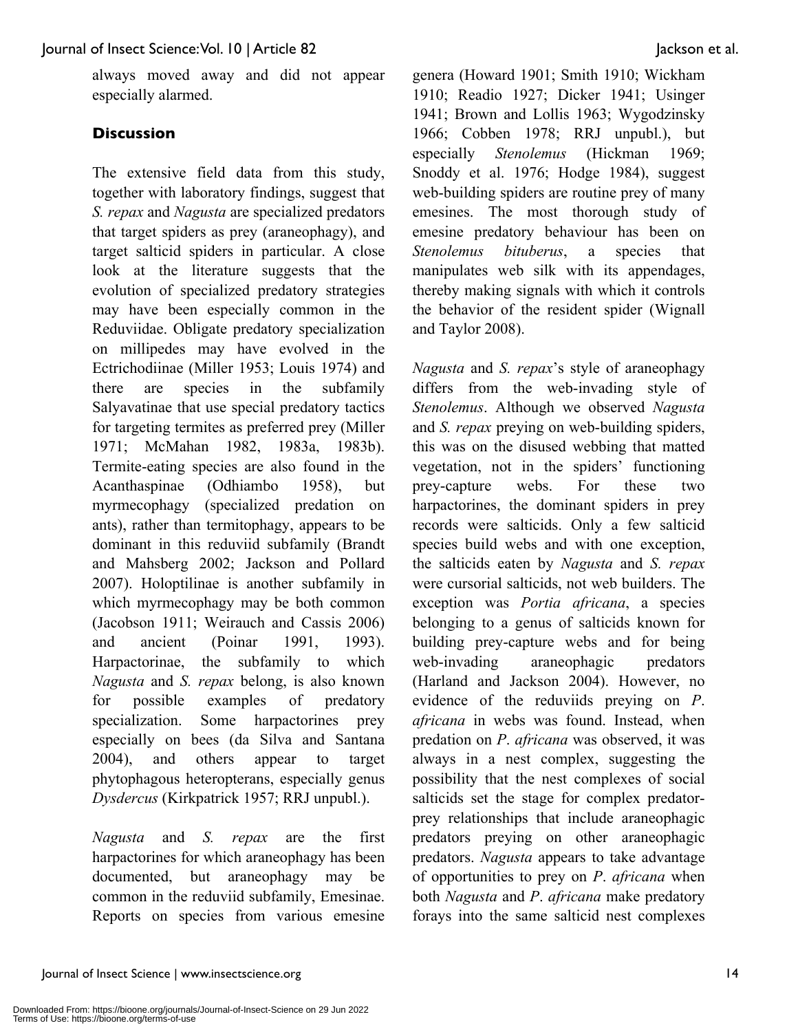always moved away and did not appear especially alarmed.

## Discussion

The extensive field data from this study, together with laboratory findings, suggest that *S. repax* and *Nagusta* are specialized predators that target spiders as prey (araneophagy), and target salticid spiders in particular. A close look at the literature suggests that the evolution of specialized predatory strategies may have been especially common in the Reduviidae. Obligate predatory specialization on millipedes may have evolved in the Ectrichodiinae (Miller 1953; Louis 1974) and there are species in the subfamily Salyavatinae that use special predatory tactics for targeting termites as preferred prey (Miller 1971; McMahan 1982, 1983a, 1983b). Termite-eating species are also found in the Acanthaspinae (Odhiambo 1958), but myrmecophagy (specialized predation on ants), rather than termitophagy, appears to be dominant in this reduviid subfamily (Brandt and Mahsberg 2002; Jackson and Pollard 2007). Holoptilinae is another subfamily in which myrmecophagy may be both common (Jacobson 1911; Weirauch and Cassis 2006) and ancient (Poinar 1991, 1993). Harpactorinae, the subfamily to which *Nagusta* and *S. repax* belong, is also known for possible examples of predatory specialization. Some harpactorines prey especially on bees (da Silva and Santana 2004), and others appear to target phytophagous heteropterans, especially genus *Dysdercus* (Kirkpatrick 1957; RRJ unpubl.).

*Nagusta* and *S. repax* are the first harpactorines for which araneophagy has been documented, but araneophagy may be common in the reduviid subfamily, Emesinae. Reports on species from various emesine genera (Howard 1901; Smith 1910; Wickham 1910; Readio 1927; Dicker 1941; Usinger 1941; Brown and Lollis 1963; Wygodzinsky 1966; Cobben 1978; RRJ unpubl.), but especially *Stenolemus* (Hickman 1969; Snoddy et al. 1976; Hodge 1984), suggest web-building spiders are routine prey of many emesines. The most thorough study of emesine predatory behaviour has been on *Stenolemus bituberus*, a species that manipulates web silk with its appendages, thereby making signals with which it controls the behavior of the resident spider (Wignall and Taylor 2008).

*Nagusta* and *S. repax*'s style of araneophagy differs from the web-invading style of *Stenolemus*. Although we observed *Nagusta* and *S. repax* preying on web-building spiders, this was on the disused webbing that matted vegetation, not in the spiders' functioning prey-capture webs. For these two harpactorines, the dominant spiders in prey records were salticids. Only a few salticid species build webs and with one exception, the salticids eaten by *Nagusta* and *S. repax* were cursorial salticids, not web builders. The exception was *Portia africana*, a species belonging to a genus of salticids known for building prey-capture webs and for being web-invading araneophagic predators (Harland and Jackson 2004). However, no evidence of the reduviids preying on *P. africana* in webs was found. Instead, when predation on *P. africana* was observed, it was always in a nest complex, suggesting the possibility that the nest complexes of social salticids set the stage for complex predator-prey relationships that include araneophagic predators preying on other araneophagic predators. *Nagusta* appears to take advantage of opportunities to prey on *P. africana* when both *Nagusta* and *P. africana* make predatory forays into the same salticid nest complexes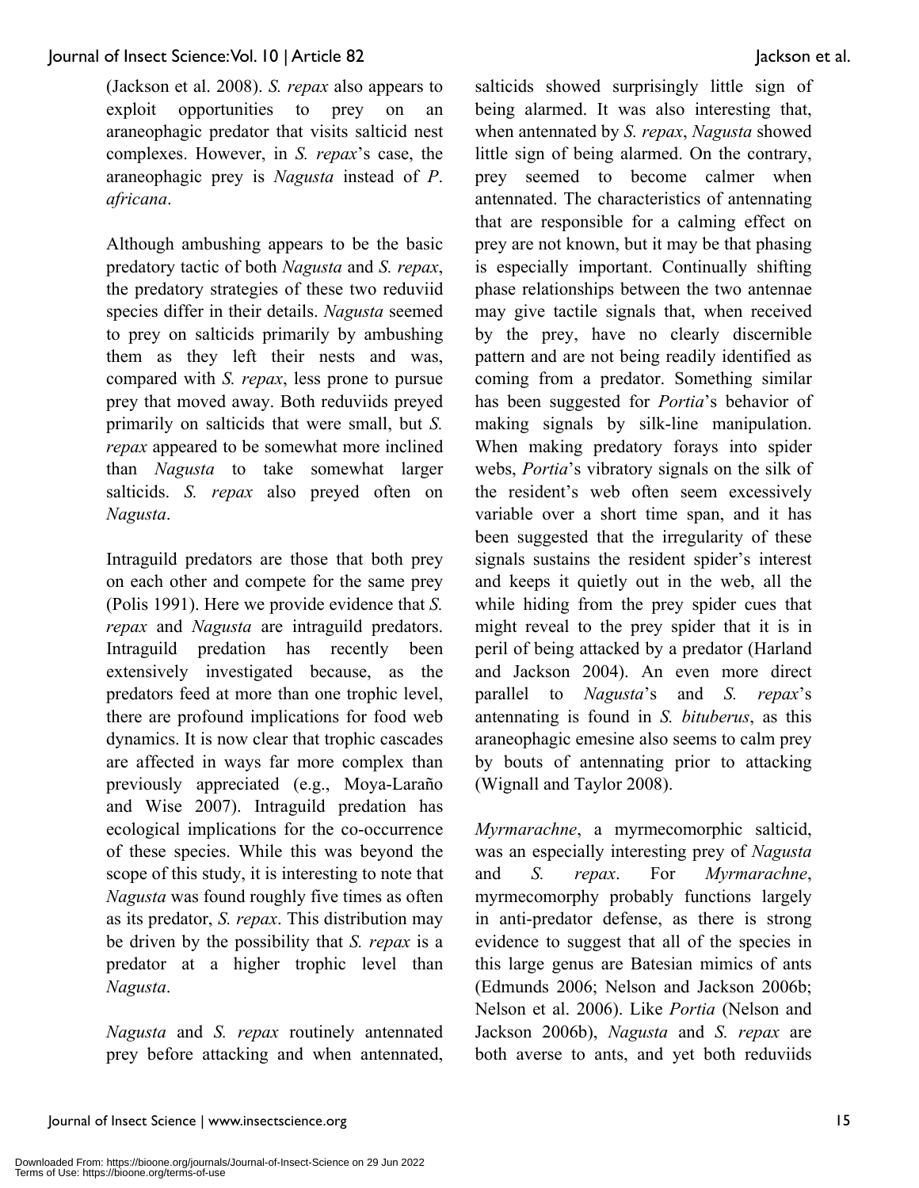(Jackson et al. 2008). *S. repax* also appears to exploit opportunities to prey on an araneophagic predator that visits salticid nest complexes. However, in *S. repax*'s case, the araneophagic prey is *Nagusta* instead of *P. africana*.

Although ambushing appears to be the basic predatory tactic of both *Nagusta* and *S. repax*, the predatory strategies of these two reduviid species differ in their details. *Nagusta* seemed to prey on salticids primarily by ambushing them as they left their nests and was, compared with *S. repax*, less prone to pursue prey that moved away. Both reduviids preyed primarily on salticids that were small, but *S. repax* appeared to be somewhat more inclined than *Nagusta* to take somewhat larger salticids. *S. repax* also preyed often on *Nagusta*.

Intraguild predators are those that both prey on each other and compete for the same prey (Polis 1991). Here we provide evidence that *S. repax* and *Nagusta* are intraguild predators. Intraguild predation has recently been extensively investigated because, as the predators feed at more than one trophic level, there are profound implications for food web dynamics. It is now clear that trophic cascades are affected in ways far more complex than previously appreciated (e.g., Moya-Laraño and Wise 2007). Intraguild predation has ecological implications for the co-occurrence of these species. While this was beyond the scope of this study, it is interesting to note that *Nagusta* was found roughly five times as often as its predator, *S. repax*. This distribution may be driven by the possibility that *S. repax* is a predator at a higher trophic level than *Nagusta*.

*Nagusta* and *S. repax* routinely antennated prey before attacking and when antennated, salticids showed surprisingly little sign of being alarmed. It was also interesting that, when antennated by *S. repax*, *Nagusta* showed little sign of being alarmed. On the contrary, prey seemed to become calmer when antennated. The characteristics of antennating that are responsible for a calming effect on prey are not known, but it may be that phasing is especially important. Continually shifting phase relationships between the two antennae may give tactile signals that, when received by the prey, have no clearly discernible pattern and are not being readily identified as coming from a predator. Something similar has been suggested for *Portia*'s behavior of making signals by silk-line manipulation. When making predatory forays into spider webs, *Portia*'s vibratory signals on the silk of the resident's web often seem excessively variable over a short time span, and it has been suggested that the irregularity of these signals sustains the resident spider's interest and keeps it quietly out in the web, all the while hiding from the prey spider cues that might reveal to the prey spider that it is in peril of being attacked by a predator (Harland and Jackson 2004). An even more direct parallel to *Nagusta*'s and *S. repax*'s antennating is found in *S. bituberus*, as this araneophagic emesine also seems to calm prey by bouts of antennating prior to attacking (Wignall and Taylor 2008).

*Myrmarachne*, a myrmecomorphic salticid, was an especially interesting prey of *Nagusta* and *S. repax*. For *Myrmarachne*, myrmecomorphy probably functions largely in anti-predator defense, as there is strong evidence to suggest that all of the species in this large genus are Batesian mimics of ants (Edmunds 2006; Nelson and Jackson 2006b; Nelson et al. 2006). Like *Portia* (Nelson and Jackson 2006b), *Nagusta* and *S. repax* are both averse to ants, and yet both reduviids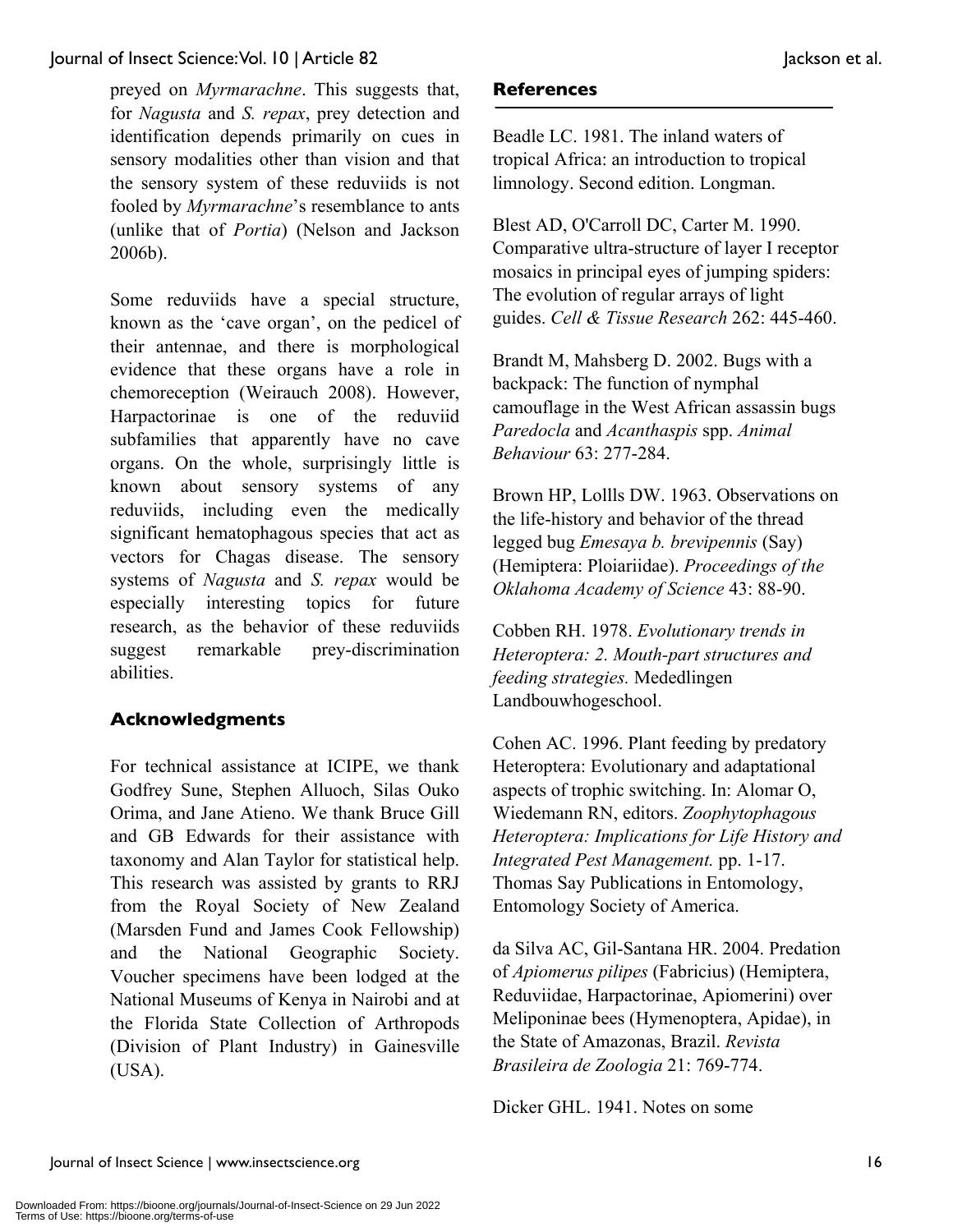preyed on *Myrmarachne*. This suggests that, for *Nagusta* and *S. repax*, prey detection and identification depends primarily on cues in sensory modalities other than vision and that the sensory system of these reduviids is not fooled by *Myrmarachne*'s resemblance to ants (unlike that of *Portia*) (Nelson and Jackson 2006b).

Some reduviids have a special structure, known as the 'cave organ', on the pedicel of their antennae, and there is morphological evidence that these organs have a role in chemoreception (Weirauch 2008). However, Harpactorinae is one of the reduviid subfamilies that apparently have no cave organs. On the whole, surprisingly little is known about sensory systems of any reduviids, including even the medically significant hematophagous species that act as vectors for Chagas disease. The sensory systems of *Nagusta* and *S. repax* would be especially interesting topics for future research, as the behavior of these reduviids suggest remarkable prey-discrimination abilities.

## Acknowledgments

For technical assistance at ICIPE, we thank Godfrey Sune, Stephen Alluoch, Silas Ouko Orima, and Jane Atieno. We thank Bruce Gill and GB Edwards for their assistance with taxonomy and Alan Taylor for statistical help. This research was assisted by grants to RRJ from the Royal Society of New Zealand (Marsden Fund and James Cook Fellowship) and the National Geographic Society. Voucher specimens have been lodged at the National Museums of Kenya in Nairobi and at the Florida State Collection of Arthropods (Division of Plant Industry) in Gainesville (USA).

## References

Beadle LC. 1981. The inland waters of tropical Africa: an introduction to tropical limnology. Second edition. Longman.

Blest AD, O'Carroll DC, Carter M. 1990. Comparative ultra-structure of layer I receptor mosaics in principal eyes of jumping spiders: The evolution of regular arrays of light guides. *Cell & Tissue Research* 262: 445-460.

Brandt M, Mahsberg D. 2002. Bugs with a backpack: The function of nymphal camouflage in the West African assassin bugs *Paredocla* and *Acanthaspis* spp. *Animal Behaviour* 63: 277-284.

Brown HP, Lollls DW. 1963. Observations on the life-history and behavior of the thread legged bug *Emesaya b. brevipennis* (Say) (Hemiptera: Ploiariidae). *Proceedings of the Oklahoma Academy of Science* 43: 88-90.

Cobben RH. 1978. *Evolutionary trends in Heteroptera: 2. Mouth-part structures and feeding strategies.* Mededlingen Landbouwhogeschool.

Cohen AC. 1996. Plant feeding by predatory Heteroptera: Evolutionary and adaptational aspects of trophic switching. In: Alomar O, Wiedemann RN, editors. *Zoophytophagous Heteroptera: Implications for Life History and Integrated Pest Management.* pp. 1-17. Thomas Say Publications in Entomology, Entomology Society of America.

da Silva AC, Gil-Santana HR. 2004. Predation of *Apiomerus pilipes* (Fabricius) (Hemiptera, Reduviidae, Harpactorinae, Apiomerini) over Meliponinae bees (Hymenoptera, Apidae), in the State of Amazonas, Brazil. *Revista Brasileira de Zoologia* 21: 769-774.

Dicker GHL. 1941. Notes on some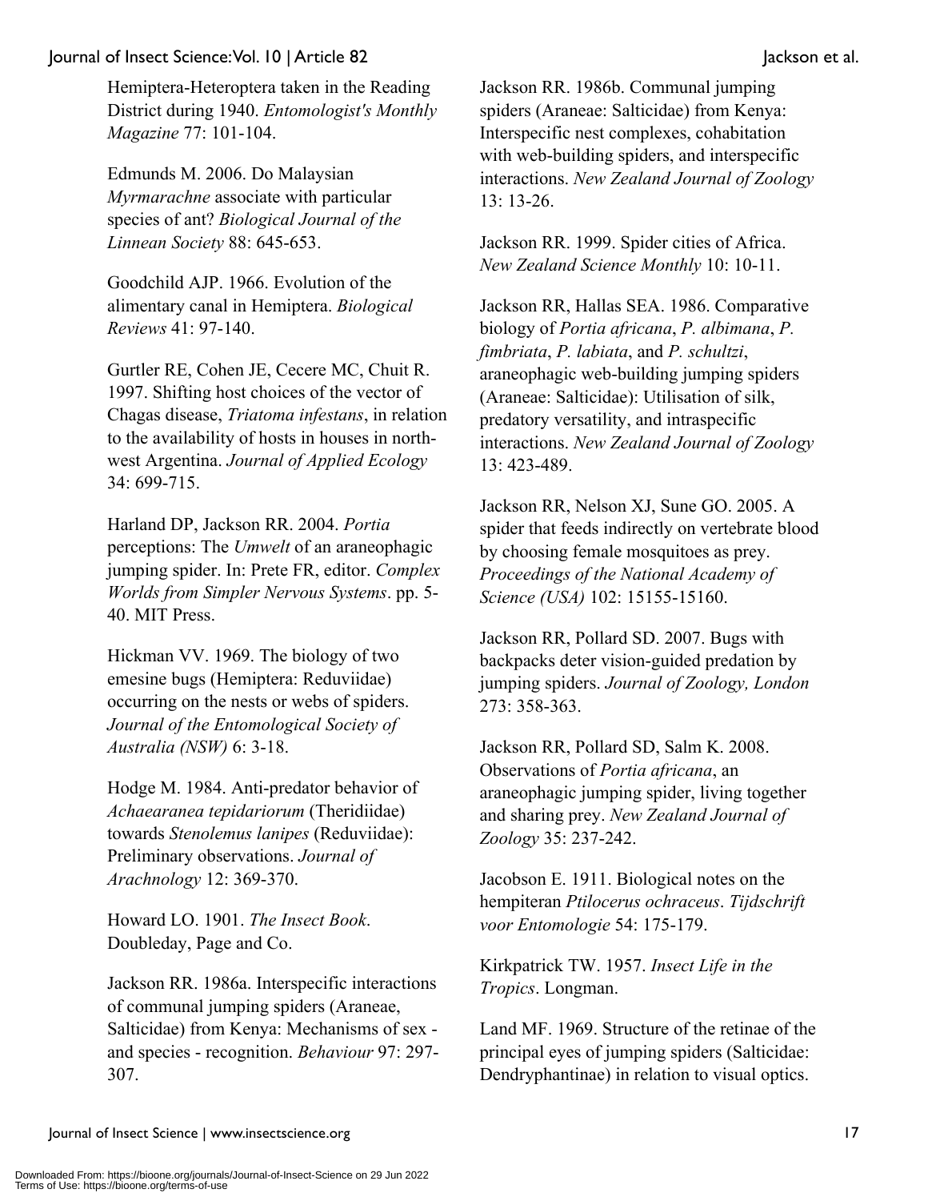Hemiptera-Heteroptera taken in the Reading District during 1940. *Entomologist's Monthly Magazine* 77: 101-104.

Edmunds M. 2006. Do Malaysian *Myrmarachne* associate with particular species of ant? *Biological Journal of the Linnean Society* 88: 645-653.

Goodchild AJP. 1966. Evolution of the alimentary canal in Hemiptera. *Biological Reviews* 41: 97-140.

Gurtler RE, Cohen JE, Cecere MC, Chuit R. 1997. Shifting host choices of the vector of Chagas disease, *Triatoma infestans*, in relation to the availability of hosts in houses in north-west Argentina. *Journal of Applied Ecology* 34: 699-715.

Harland DP, Jackson RR. 2004. *Portia* perceptions: The *Umwelt* of an araneophagic jumping spider. In: Prete FR, editor. *Complex Worlds from Simpler Nervous Systems*. pp. 5-40. MIT Press.

Hickman VV. 1969. The biology of two emesine bugs (Hemiptera: Reduviidae) occurring on the nests or webs of spiders. *Journal of the Entomological Society of Australia (NSW)* 6: 3-18.

Hodge M. 1984. Anti-predator behavior of *Achaearanea tepidariorum* (Theridiidae) towards *Stenolemus lanipes* (Reduviidae): Preliminary observations. *Journal of Arachnology* 12: 369-370.

Howard LO. 1901. *The Insect Book*. Doubleday, Page and Co.

Jackson RR. 1986a. Interspecific interactions of communal jumping spiders (Araneae, Salticidae) from Kenya: Mechanisms of sex - and species - recognition. *Behaviour* 97: 297-307.

Jackson RR. 1986b. Communal jumping spiders (Araneae: Salticidae) from Kenya: Interspecific nest complexes, cohabitation with web-building spiders, and interspecific interactions. *New Zealand Journal of Zoology* 13: 13-26.

Jackson RR. 1999. Spider cities of Africa. *New Zealand Science Monthly* 10: 10-11.

Jackson RR, Hallas SEA. 1986. Comparative biology of *Portia africana*, *P. albimana*, *P. fimbriata*, *P. labiata*, and *P. schultzi*, araneophagic web-building jumping spiders (Araneae: Salticidae): Utilisation of silk, predatory versatility, and intraspecific interactions. *New Zealand Journal of Zoology* 13: 423-489.

Jackson RR, Nelson XJ, Sune GO. 2005. A spider that feeds indirectly on vertebrate blood by choosing female mosquitoes as prey. *Proceedings of the National Academy of Science (USA)* 102: 15155-15160.

Jackson RR, Pollard SD. 2007. Bugs with backpacks deter vision-guided predation by jumping spiders. *Journal of Zoology, London* 273: 358-363.

Jackson RR, Pollard SD, Salm K. 2008. Observations of *Portia africana*, an araneophagic jumping spider, living together and sharing prey. *New Zealand Journal of Zoology* 35: 237-242.

Jacobson E. 1911. Biological notes on the hempiteran *Ptilocerus ochraceus*. *Tijdschrift voor Entomologie* 54: 175-179.

Kirkpatrick TW. 1957. *Insect Life in the Tropics*. Longman.

Land MF. 1969. Structure of the retinae of the principal eyes of jumping spiders (Salticidae: Dendryphantinae) in relation to visual optics.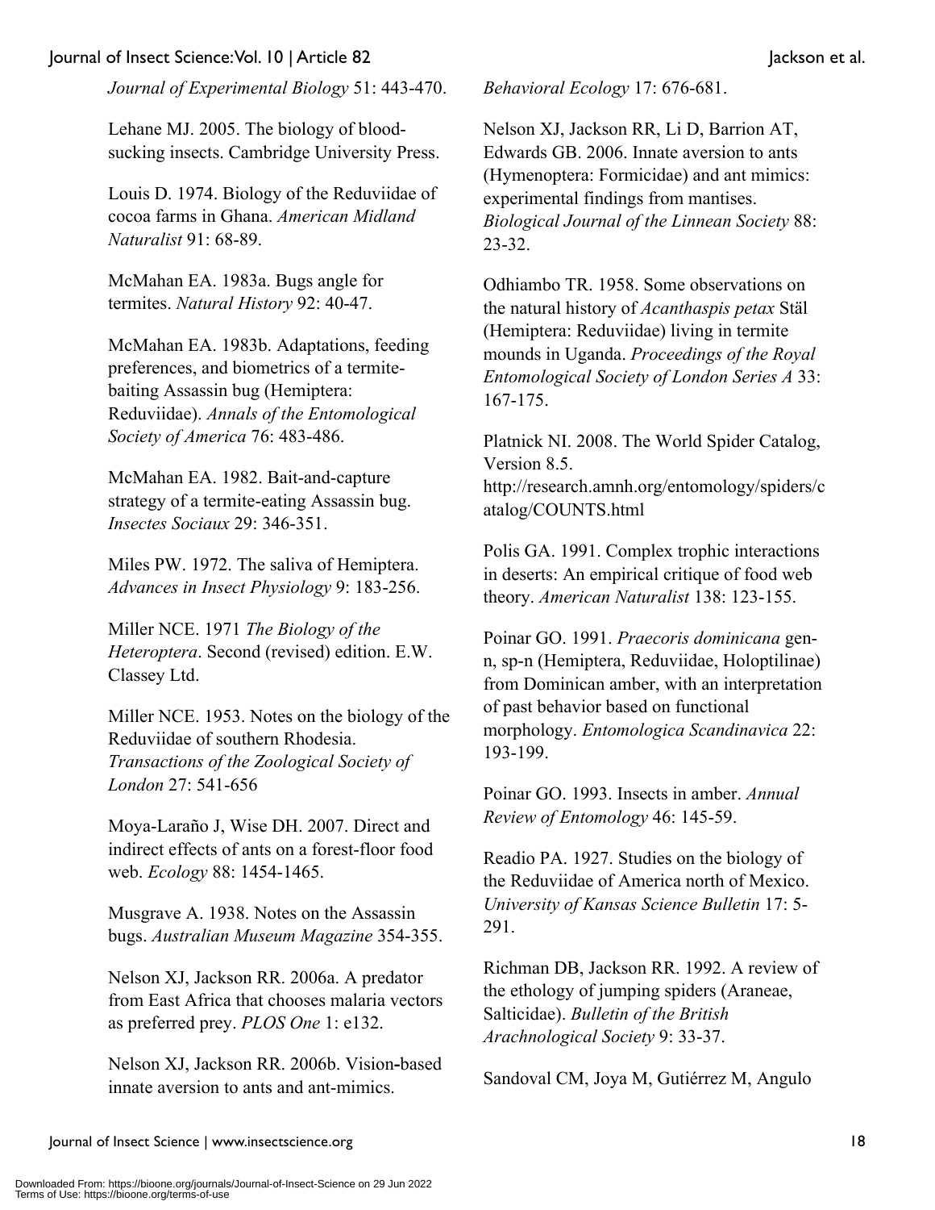*Journal of Experimental Biology* 51: 443-470.

Lehane MJ. 2005. The biology of blood-sucking insects. Cambridge University Press.

Louis D. 1974. Biology of the Reduviidae of cocoa farms in Ghana. *American Midland Naturalist* 91: 68-89.

McMahan EA. 1983a. Bugs angle for termites. *Natural History* 92: 40-47.

McMahan EA. 1983b. Adaptations, feeding preferences, and biometrics of a termite-baiting Assassin bug (Hemiptera: Reduviidae). *Annals of the Entomological Society of America* 76: 483-486.

McMahan EA. 1982. Bait-and-capture strategy of a termite-eating Assassin bug. *Insectes Sociaux* 29: 346-351.

Miles PW. 1972. The saliva of Hemiptera. *Advances in Insect Physiology* 9: 183-256.

Miller NCE. 1971 *The Biology of the Heteroptera*. Second (revised) edition. E.W. Classey Ltd.

Miller NCE. 1953. Notes on the biology of the Reduviidae of southern Rhodesia. *Transactions of the Zoological Society of London* 27: 541-656

Moya-Laraño J, Wise DH. 2007. Direct and indirect effects of ants on a forest-floor food web. *Ecology* 88: 1454-1465.

Musgrave A. 1938. Notes on the Assassin bugs. *Australian Museum Magazine* 354-355.

Nelson XJ, Jackson RR. 2006a. A predator from East Africa that chooses malaria vectors as preferred prey. *PLOS One* 1: e132.

Nelson XJ, Jackson RR. 2006b. Vision-based innate aversion to ants and ant-mimics. *Behavioral Ecology* 17: 676-681.

Nelson XJ, Jackson RR, Li D, Barrion AT, Edwards GB. 2006. Innate aversion to ants (Hymenoptera: Formicidae) and ant mimics: experimental findings from mantises. *Biological Journal of the Linnean Society* 88: 23-32.

Odhiambo TR. 1958. Some observations on the natural history of *Acanthaspis petax* Stäl (Hemiptera: Reduviidae) living in termite mounds in Uganda. *Proceedings of the Royal Entomological Society of London Series A* 33: 167-175.

Platnick NI. 2008. The World Spider Catalog, Version 8.5. http://research.amnh.org/entomology/spiders/catalog/COUNTS.html

Polis GA. 1991. Complex trophic interactions in deserts: An empirical critique of food web theory. *American Naturalist* 138: 123-155.

Poinar GO. 1991. *Praecoris dominicana* gen-n, sp-n (Hemiptera, Reduviidae, Holoptilinae) from Dominican amber, with an interpretation of past behavior based on functional morphology. *Entomologica Scandinavica* 22: 193-199.

Poinar GO. 1993. Insects in amber. *Annual Review of Entomology* 46: 145-59.

Readio PA. 1927. Studies on the biology of the Reduviidae of America north of Mexico. *University of Kansas Science Bulletin* 17: 5-291.

Richman DB, Jackson RR. 1992. A review of the ethology of jumping spiders (Araneae, Salticidae). *Bulletin of the British Arachnological Society* 9: 33-37.

Sandoval CM, Joya M, Gutiérrez M, Angulo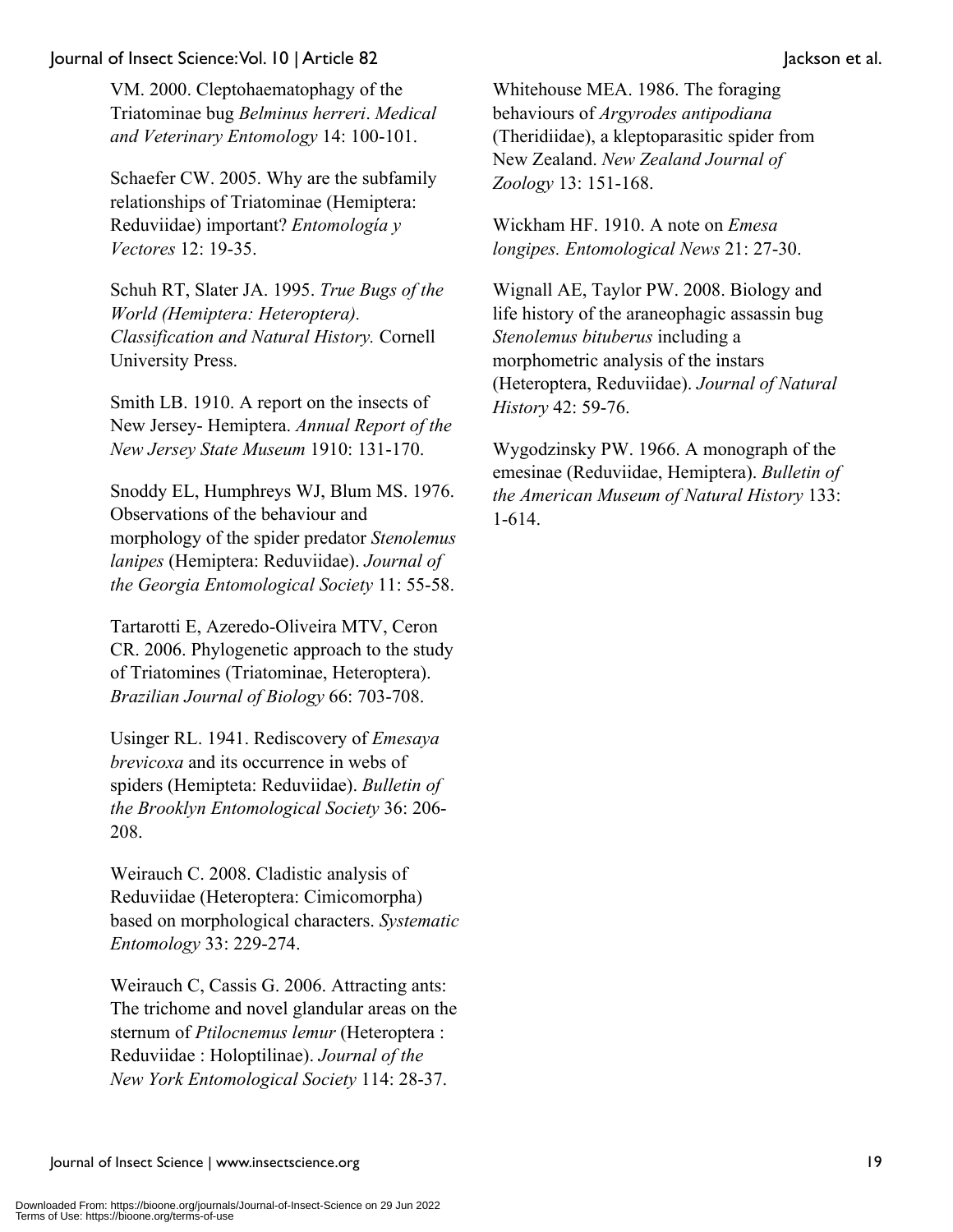VM. 2000. Cleptohaematophagy of the Triatominae bug *Belminus herreri*. *Medical and Veterinary Entomology* 14: 100-101.

Schaefer CW. 2005. Why are the subfamily relationships of Triatominae (Hemiptera: Reduviidae) important? *Entomología y Vectores* 12: 19-35.

Schuh RT, Slater JA. 1995. *True Bugs of the World (Hemiptera: Heteroptera). Classification and Natural History.* Cornell University Press.

Smith LB. 1910. A report on the insects of New Jersey- Hemiptera. *Annual Report of the New Jersey State Museum* 1910: 131-170.

Snoddy EL, Humphreys WJ, Blum MS. 1976. Observations of the behaviour and morphology of the spider predator *Stenolemus lanipes* (Hemiptera: Reduviidae). *Journal of the Georgia Entomological Society* 11: 55-58.

Tartarotti E, Azeredo-Oliveira MTV, Ceron CR. 2006. Phylogenetic approach to the study of Triatomines (Triatominae, Heteroptera). *Brazilian Journal of Biology* 66: 703-708.

Usinger RL. 1941. Rediscovery of *Emesaya brevicoxa* and its occurrence in webs of spiders (Hemipteta: Reduviidae). *Bulletin of the Brooklyn Entomological Society* 36: 206-208.

Weirauch C. 2008. Cladistic analysis of Reduviidae (Heteroptera: Cimicomorpha) based on morphological characters. *Systematic Entomology* 33: 229-274.

Weirauch C, Cassis G. 2006. Attracting ants: The trichome and novel glandular areas on the sternum of *Ptilocnemus lemur* (Heteroptera : Reduviidae : Holoptilinae). *Journal of the New York Entomological Society* 114: 28-37.

Whitehouse MEA. 1986. The foraging behaviours of *Argyrodes antipodiana* (Theridiidae), a kleptoparasitic spider from New Zealand. *New Zealand Journal of Zoology* 13: 151-168.

Wickham HF. 1910. A note on *Emesa longipes. Entomological News* 21: 27-30.

Wignall AE, Taylor PW. 2008. Biology and life history of the araneophagic assassin bug *Stenolemus bituberus* including a morphometric analysis of the instars (Heteroptera, Reduviidae). *Journal of Natural History* 42: 59-76.

Wygodzinsky PW. 1966. A monograph of the emesinae (Reduviidae, Hemiptera). *Bulletin of the American Museum of Natural History* 133: 1-614.